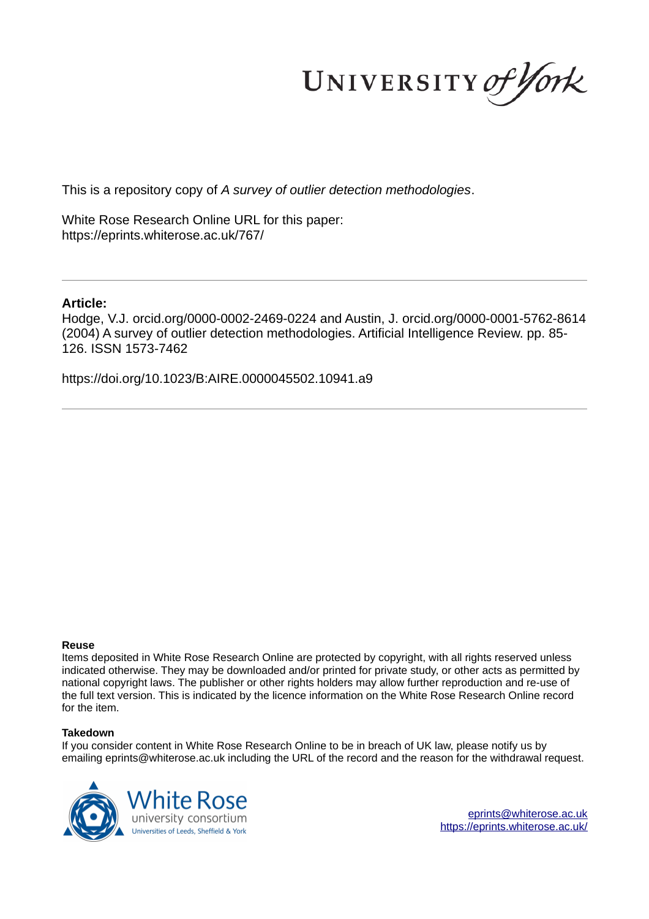UNIVERSITY *of York*

This is a repository copy of *A survey of outlier detection methodologies*.

White Rose Research Online URL for this paper:
https://eprints.whiterose.ac.uk/767/

---

**Article:**

Hodge, V.J. orcid.org/0000-0002-2469-0224 and Austin, J. orcid.org/0000-0001-5762-8614 (2004) A survey of outlier detection methodologies. Artificial Intelligence Review. pp. 85-126. ISSN 1573-7462

https://doi.org/10.1023/B:AIRE.0000045502.10941.a9

---

**Reuse**

Items deposited in White Rose Research Online are protected by copyright, with all rights reserved unless indicated otherwise. They may be downloaded and/or printed for private study, or other acts as permitted by national copyright laws. The publisher or other rights holders may allow further reproduction and re-use of the full text version. This is indicated by the licence information on the White Rose Research Online record for the item.

**Takedown**

If you consider content in White Rose Research Online to be in breach of UK law, please notify us by emailing eprints@whiterose.ac.uk including the URL of the record and the reason for the withdrawal request.

White Rose
university consortium
Universities of Leeds, Sheffield & York

eprints@whiterose.ac.uk
https://eprints.whiterose.ac.uk/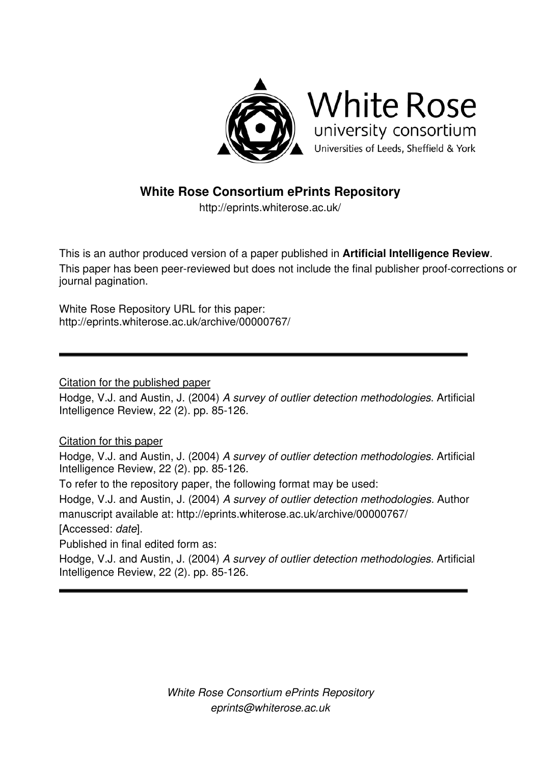White Rose
university consortium
Universities of Leeds, Sheffield & York

## White Rose Consortium ePrints Repository

http://eprints.whiterose.ac.uk/

This is an author produced version of a paper published in **Artificial Intelligence Review**.
This paper has been peer-reviewed but does not include the final publisher proof-corrections or journal pagination.

White Rose Repository URL for this paper:
http://eprints.whiterose.ac.uk/archive/00000767/

---

Citation for the published paper

Hodge, V.J. and Austin, J. (2004) *A survey of outlier detection methodologies*. Artificial Intelligence Review, 22 (2). pp. 85-126.

Citation for this paper

Hodge, V.J. and Austin, J. (2004) *A survey of outlier detection methodologies.* Artificial Intelligence Review, 22 (2). pp. 85-126.

To refer to the repository paper, the following format may be used:

Hodge, V.J. and Austin, J. (2004) *A survey of outlier detection methodologies.* Author manuscript available at: http://eprints.whiterose.ac.uk/archive/00000767/ [Accessed: *date*].

Published in final edited form as:

Hodge, V.J. and Austin, J. (2004) *A survey of outlier detection methodologies.* Artificial Intelligence Review, 22 (2). pp. 85-126.

---

*White Rose Consortium ePrints Repository*
*eprints@whiterose.ac.uk*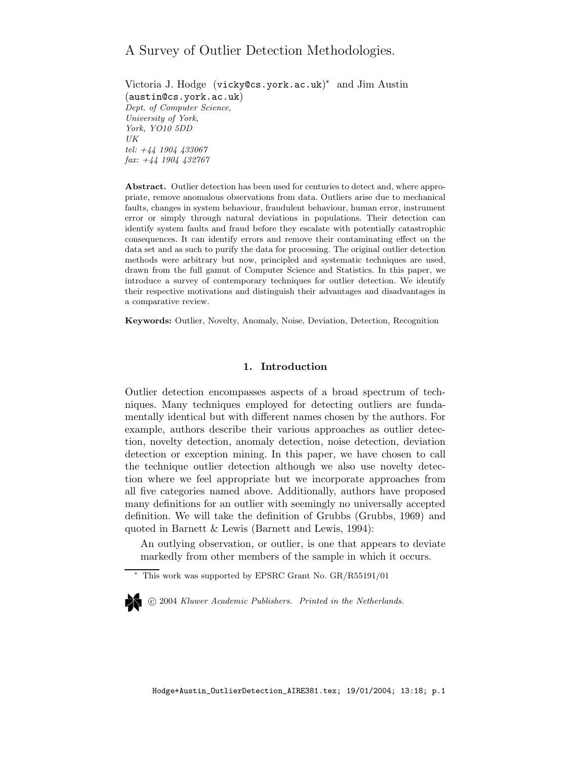# A Survey of Outlier Detection Methodologies.

Victoria J. Hodge (vicky@cs.york.ac.uk)* and Jim Austin (austin@cs.york.ac.uk)
*Dept. of Computer Science,*
*University of York,*
*York, YO10 5DD*
*UK*
*tel: +44 1904 433067*
*fax: +44 1904 432767*

**Abstract.** Outlier detection has been used for centuries to detect and, where appropriate, remove anomalous observations from data. Outliers arise due to mechanical faults, changes in system behaviour, fraudulent behaviour, human error, instrument error or simply through natural deviations in populations. Their detection can identify system faults and fraud before they escalate with potentially catastrophic consequences. It can identify errors and remove their contaminating effect on the data set and as such to purify the data for processing. The original outlier detection methods were arbitrary but now, principled and systematic techniques are used, drawn from the full gamut of Computer Science and Statistics. In this paper, we introduce a survey of contemporary techniques for outlier detection. We identify their respective motivations and distinguish their advantages and disadvantages in a comparative review.

**Keywords:** Outlier, Novelty, Anomaly, Noise, Deviation, Detection, Recognition

## 1. Introduction

Outlier detection encompasses aspects of a broad spectrum of techniques. Many techniques employed for detecting outliers are fundamentally identical but with different names chosen by the authors. For example, authors describe their various approaches as outlier detection, novelty detection, anomaly detection, noise detection, deviation detection or exception mining. In this paper, we have chosen to call the technique outlier detection although we also use novelty detection where we feel appropriate but we incorporate approaches from all five categories named above. Additionally, authors have proposed many definitions for an outlier with seemingly no universally accepted definition. We will take the definition of Grubbs (Grubbs, 1969) and quoted in Barnett & Lewis (Barnett and Lewis, 1994):

> An outlying observation, or outlier, is one that appears to deviate markedly from other members of the sample in which it occurs.

* This work was supported by EPSRC Grant No. GR/R55191/01

© 2004 *Kluwer Academic Publishers. Printed in the Netherlands.*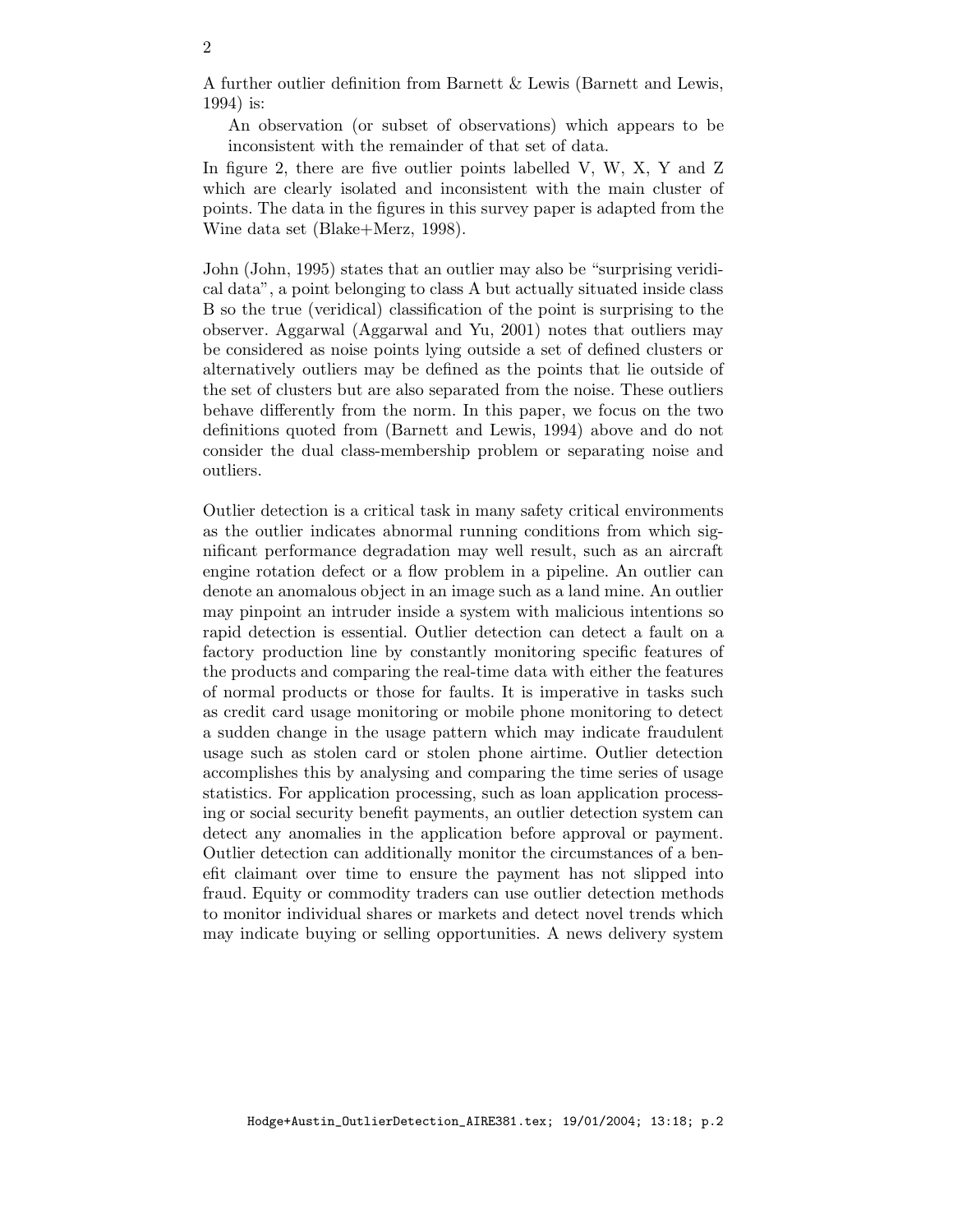A further outlier definition from Barnett & Lewis (Barnett and Lewis, 1994) is:

> An observation (or subset of observations) which appears to be inconsistent with the remainder of that set of data.

In figure 2, there are five outlier points labelled V, W, X, Y and Z which are clearly isolated and inconsistent with the main cluster of points. The data in the figures in this survey paper is adapted from the Wine data set (Blake+Merz, 1998).

John (John, 1995) states that an outlier may also be "surprising veridical data", a point belonging to class A but actually situated inside class B so the true (veridical) classification of the point is surprising to the observer. Aggarwal (Aggarwal and Yu, 2001) notes that outliers may be considered as noise points lying outside a set of defined clusters or alternatively outliers may be defined as the points that lie outside of the set of clusters but are also separated from the noise. These outliers behave differently from the norm. In this paper, we focus on the two definitions quoted from (Barnett and Lewis, 1994) above and do not consider the dual class-membership problem or separating noise and outliers.

Outlier detection is a critical task in many safety critical environments as the outlier indicates abnormal running conditions from which significant performance degradation may well result, such as an aircraft engine rotation defect or a flow problem in a pipeline. An outlier can denote an anomalous object in an image such as a land mine. An outlier may pinpoint an intruder inside a system with malicious intentions so rapid detection is essential. Outlier detection can detect a fault on a factory production line by constantly monitoring specific features of the products and comparing the real-time data with either the features of normal products or those for faults. It is imperative in tasks such as credit card usage monitoring or mobile phone monitoring to detect a sudden change in the usage pattern which may indicate fraudulent usage such as stolen card or stolen phone airtime. Outlier detection accomplishes this by analysing and comparing the time series of usage statistics. For application processing, such as loan application processing or social security benefit payments, an outlier detection system can detect any anomalies in the application before approval or payment. Outlier detection can additionally monitor the circumstances of a benefit claimant over time to ensure the payment has not slipped into fraud. Equity or commodity traders can use outlier detection methods to monitor individual shares or markets and detect novel trends which may indicate buying or selling opportunities. A news delivery system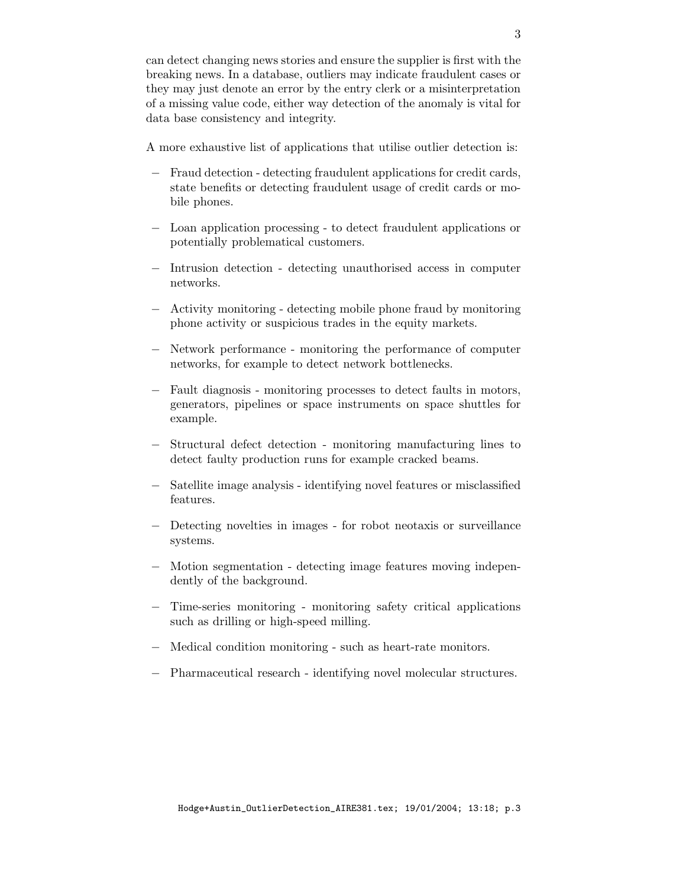can detect changing news stories and ensure the supplier is first with the breaking news. In a database, outliers may indicate fraudulent cases or they may just denote an error by the entry clerk or a misinterpretation of a missing value code, either way detection of the anomaly is vital for data base consistency and integrity.

A more exhaustive list of applications that utilise outlier detection is:

- Fraud detection - detecting fraudulent applications for credit cards, state benefits or detecting fraudulent usage of credit cards or mobile phones.
- Loan application processing - to detect fraudulent applications or potentially problematical customers.
- Intrusion detection - detecting unauthorised access in computer networks.
- Activity monitoring - detecting mobile phone fraud by monitoring phone activity or suspicious trades in the equity markets.
- Network performance - monitoring the performance of computer networks, for example to detect network bottlenecks.
- Fault diagnosis - monitoring processes to detect faults in motors, generators, pipelines or space instruments on space shuttles for example.
- Structural defect detection - monitoring manufacturing lines to detect faulty production runs for example cracked beams.
- Satellite image analysis - identifying novel features or misclassified features.
- Detecting novelties in images - for robot neotaxis or surveillance systems.
- Motion segmentation - detecting image features moving independently of the background.
- Time-series monitoring - monitoring safety critical applications such as drilling or high-speed milling.
- Medical condition monitoring - such as heart-rate monitors.
- Pharmaceutical research - identifying novel molecular structures.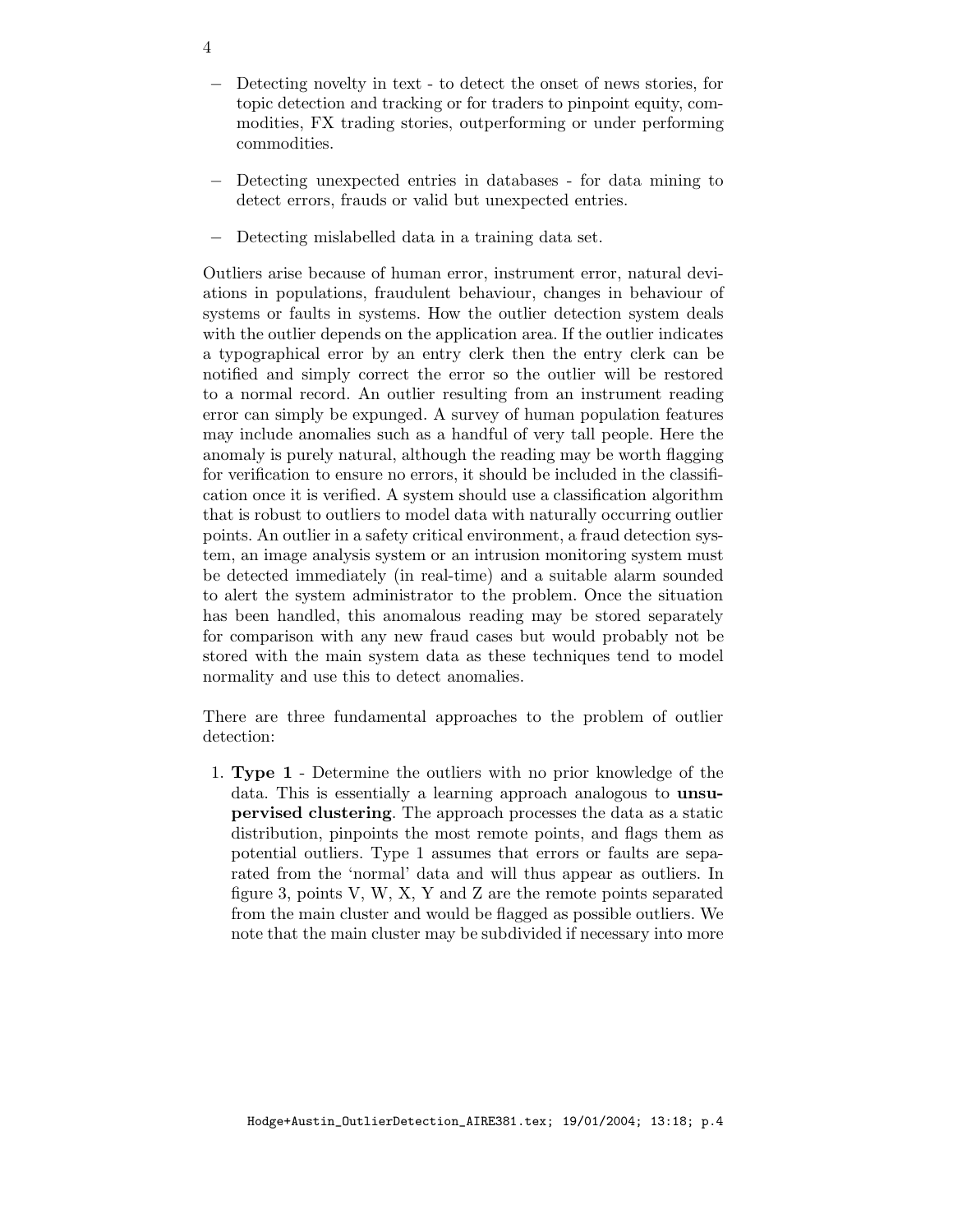- Detecting novelty in text - to detect the onset of news stories, for topic detection and tracking or for traders to pinpoint equity, commodities, FX trading stories, outperforming or under performing commodities.

- Detecting unexpected entries in databases - for data mining to detect errors, frauds or valid but unexpected entries.

- Detecting mislabelled data in a training data set.

Outliers arise because of human error, instrument error, natural deviations in populations, fraudulent behaviour, changes in behaviour of systems or faults in systems. How the outlier detection system deals with the outlier depends on the application area. If the outlier indicates a typographical error by an entry clerk then the entry clerk can be notified and simply correct the error so the outlier will be restored to a normal record. An outlier resulting from an instrument reading error can simply be expunged. A survey of human population features may include anomalies such as a handful of very tall people. Here the anomaly is purely natural, although the reading may be worth flagging for verification to ensure no errors, it should be included in the classification once it is verified. A system should use a classification algorithm that is robust to outliers to model data with naturally occurring outlier points. An outlier in a safety critical environment, a fraud detection system, an image analysis system or an intrusion monitoring system must be detected immediately (in real-time) and a suitable alarm sounded to alert the system administrator to the problem. Once the situation has been handled, this anomalous reading may be stored separately for comparison with any new fraud cases but would probably not be stored with the main system data as these techniques tend to model normality and use this to detect anomalies.

There are three fundamental approaches to the problem of outlier detection:

1. **Type 1** - Determine the outliers with no prior knowledge of the data. This is essentially a learning approach analogous to **unsupervised clustering**. The approach processes the data as a static distribution, pinpoints the most remote points, and flags them as potential outliers. Type 1 assumes that errors or faults are separated from the 'normal' data and will thus appear as outliers. In figure 3, points V, W, X, Y and Z are the remote points separated from the main cluster and would be flagged as possible outliers. We note that the main cluster may be subdivided if necessary into more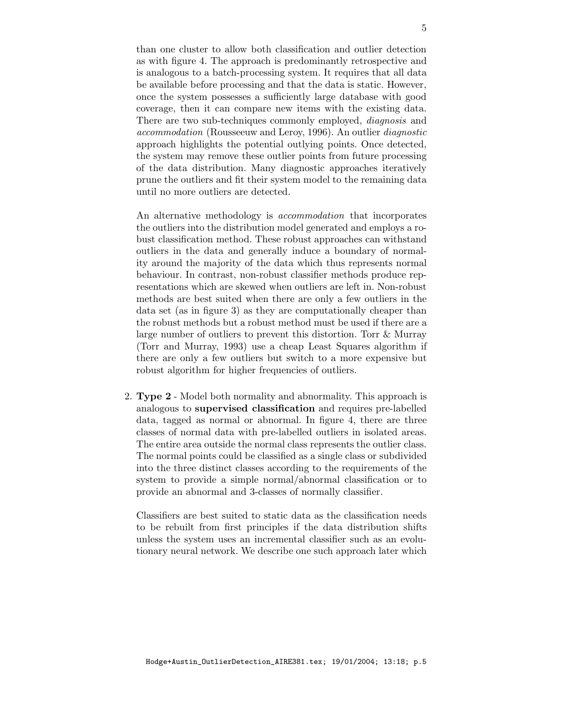than one cluster to allow both classification and outlier detection as with figure 4. The approach is predominantly retrospective and is analogous to a batch-processing system. It requires that all data be available before processing and that the data is static. However, once the system possesses a sufficiently large database with good coverage, then it can compare new items with the existing data. There are two sub-techniques commonly employed, *diagnosis* and *accommodation* (Rousseeuw and Leroy, 1996). An outlier *diagnostic* approach highlights the potential outlying points. Once detected, the system may remove these outlier points from future processing of the data distribution. Many diagnostic approaches iteratively prune the outliers and fit their system model to the remaining data until no more outliers are detected.

An alternative methodology is *accommodation* that incorporates the outliers into the distribution model generated and employs a robust classification method. These robust approaches can withstand outliers in the data and generally induce a boundary of normality around the majority of the data which thus represents normal behaviour. In contrast, non-robust classifier methods produce representations which are skewed when outliers are left in. Non-robust methods are best suited when there are only a few outliers in the data set (as in figure 3) as they are computationally cheaper than the robust methods but a robust method must be used if there are a large number of outliers to prevent this distortion. Torr & Murray (Torr and Murray, 1993) use a cheap Least Squares algorithm if there are only a few outliers but switch to a more expensive but robust algorithm for higher frequencies of outliers.

2. **Type 2** - Model both normality and abnormality. This approach is analogous to **supervised classification** and requires pre-labelled data, tagged as normal or abnormal. In figure 4, there are three classes of normal data with pre-labelled outliers in isolated areas. The entire area outside the normal class represents the outlier class. The normal points could be classified as a single class or subdivided into the three distinct classes according to the requirements of the system to provide a simple normal/abnormal classification or to provide an abnormal and 3-classes of normally classifier.

   Classifiers are best suited to static data as the classification needs to be rebuilt from first principles if the data distribution shifts unless the system uses an incremental classifier such as an evolutionary neural network. We describe one such approach later which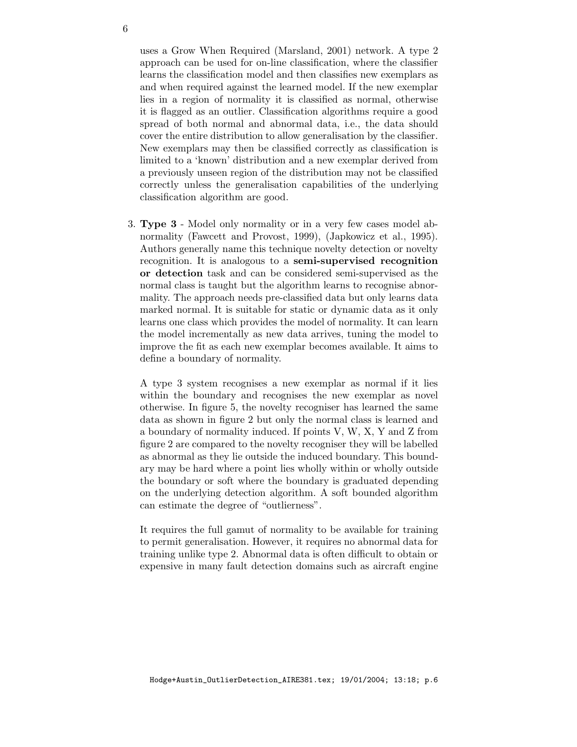uses a Grow When Required (Marsland, 2001) network. A type 2 approach can be used for on-line classification, where the classifier learns the classification model and then classifies new exemplars as and when required against the learned model. If the new exemplar lies in a region of normality it is classified as normal, otherwise it is flagged as an outlier. Classification algorithms require a good spread of both normal and abnormal data, i.e., the data should cover the entire distribution to allow generalisation by the classifier. New exemplars may then be classified correctly as classification is limited to a 'known' distribution and a new exemplar derived from a previously unseen region of the distribution may not be classified correctly unless the generalisation capabilities of the underlying classification algorithm are good.

3. **Type 3** - Model only normality or in a very few cases model abnormality (Fawcett and Provost, 1999), (Japkowicz et al., 1995). Authors generally name this technique novelty detection or novelty recognition. It is analogous to a **semi-supervised recognition or detection** task and can be considered semi-supervised as the normal class is taught but the algorithm learns to recognise abnormality. The approach needs pre-classified data but only learns data marked normal. It is suitable for static or dynamic data as it only learns one class which provides the model of normality. It can learn the model incrementally as new data arrives, tuning the model to improve the fit as each new exemplar becomes available. It aims to define a boundary of normality.

   A type 3 system recognises a new exemplar as normal if it lies within the boundary and recognises the new exemplar as novel otherwise. In figure 5, the novelty recogniser has learned the same data as shown in figure 2 but only the normal class is learned and a boundary of normality induced. If points V, W, X, Y and Z from figure 2 are compared to the novelty recogniser they will be labelled as abnormal as they lie outside the induced boundary. This boundary may be hard where a point lies wholly within or wholly outside the boundary or soft where the boundary is graduated depending on the underlying detection algorithm. A soft bounded algorithm can estimate the degree of "outlierness".

   It requires the full gamut of normality to be available for training to permit generalisation. However, it requires no abnormal data for training unlike type 2. Abnormal data is often difficult to obtain or expensive in many fault detection domains such as aircraft engine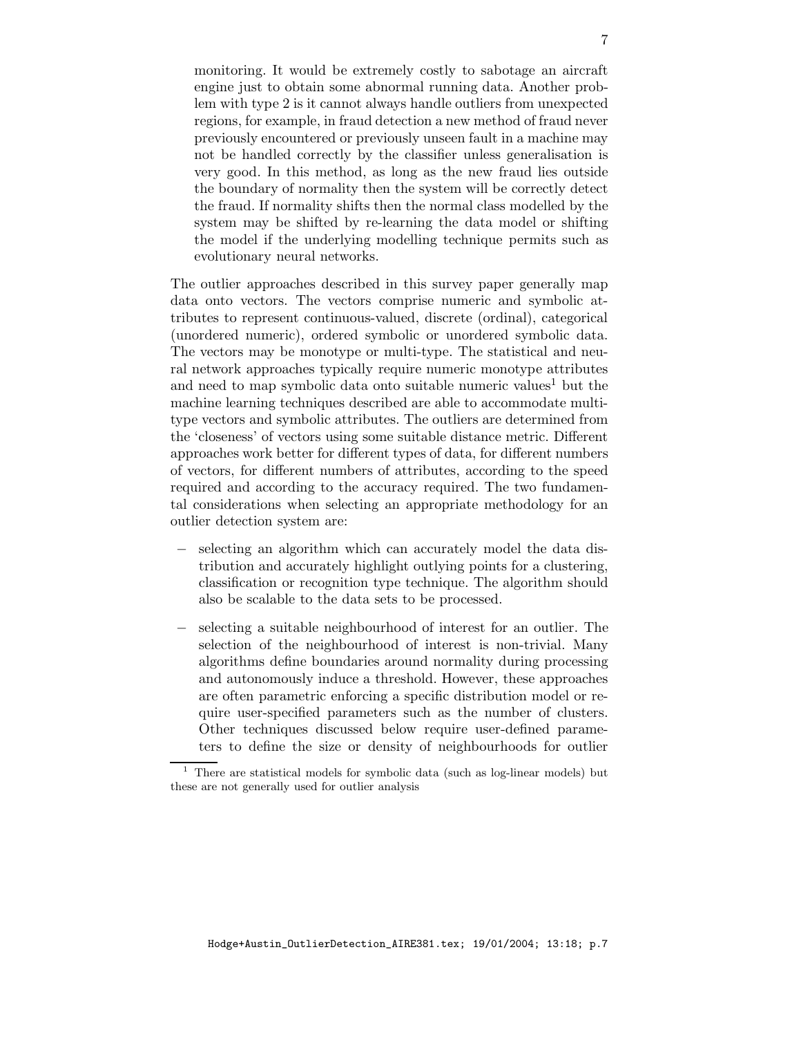monitoring. It would be extremely costly to sabotage an aircraft engine just to obtain some abnormal running data. Another problem with type 2 is it cannot always handle outliers from unexpected regions, for example, in fraud detection a new method of fraud never previously encountered or previously unseen fault in a machine may not be handled correctly by the classifier unless generalisation is very good. In this method, as long as the new fraud lies outside the boundary of normality then the system will be correctly detect the fraud. If normality shifts then the normal class modelled by the system may be shifted by re-learning the data model or shifting the model if the underlying modelling technique permits such as evolutionary neural networks.

The outlier approaches described in this survey paper generally map data onto vectors. The vectors comprise numeric and symbolic attributes to represent continuous-valued, discrete (ordinal), categorical (unordered numeric), ordered symbolic or unordered symbolic data. The vectors may be monotype or multi-type. The statistical and neural network approaches typically require numeric monotype attributes and need to map symbolic data onto suitable numeric values[1] but the machine learning techniques described are able to accommodate multi-type vectors and symbolic attributes. The outliers are determined from the 'closeness' of vectors using some suitable distance metric. Different approaches work better for different types of data, for different numbers of vectors, for different numbers of attributes, according to the speed required and according to the accuracy required. The two fundamental considerations when selecting an appropriate methodology for an outlier detection system are:

- selecting an algorithm which can accurately model the data distribution and accurately highlight outlying points for a clustering, classification or recognition type technique. The algorithm should also be scalable to the data sets to be processed.
- selecting a suitable neighbourhood of interest for an outlier. The selection of the neighbourhood of interest is non-trivial. Many algorithms define boundaries around normality during processing and autonomously induce a threshold. However, these approaches are often parametric enforcing a specific distribution model or require user-specified parameters such as the number of clusters. Other techniques discussed below require user-defined parameters to define the size or density of neighbourhoods for outlier

[1] There are statistical models for symbolic data (such as log-linear models) but these are not generally used for outlier analysis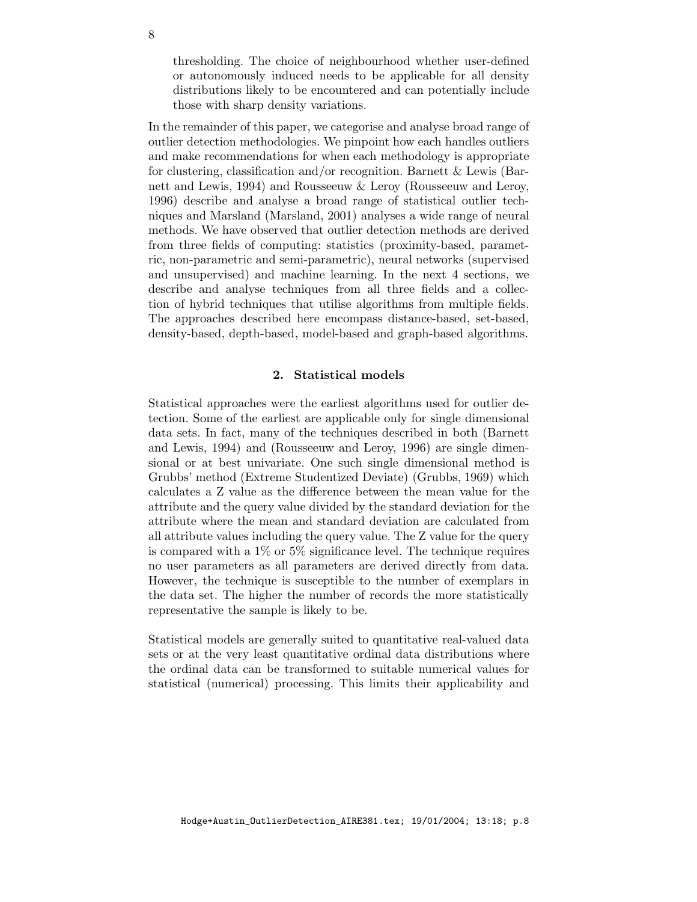thresholding. The choice of neighbourhood whether user-defined or autonomously induced needs to be applicable for all density distributions likely to be encountered and can potentially include those with sharp density variations.

In the remainder of this paper, we categorise and analyse broad range of outlier detection methodologies. We pinpoint how each handles outliers and make recommendations for when each methodology is appropriate for clustering, classification and/or recognition. Barnett & Lewis (Barnett and Lewis, 1994) and Rousseeuw & Leroy (Rousseeuw and Leroy, 1996) describe and analyse a broad range of statistical outlier techniques and Marsland (Marsland, 2001) analyses a wide range of neural methods. We have observed that outlier detection methods are derived from three fields of computing: statistics (proximity-based, parametric, non-parametric and semi-parametric), neural networks (supervised and unsupervised) and machine learning. In the next 4 sections, we describe and analyse techniques from all three fields and a collection of hybrid techniques that utilise algorithms from multiple fields. The approaches described here encompass distance-based, set-based, density-based, depth-based, model-based and graph-based algorithms.

## 2. Statistical models

Statistical approaches were the earliest algorithms used for outlier detection. Some of the earliest are applicable only for single dimensional data sets. In fact, many of the techniques described in both (Barnett and Lewis, 1994) and (Rousseeuw and Leroy, 1996) are single dimensional or at best univariate. One such single dimensional method is Grubbs' method (Extreme Studentized Deviate) (Grubbs, 1969) which calculates a Z value as the difference between the mean value for the attribute and the query value divided by the standard deviation for the attribute where the mean and standard deviation are calculated from all attribute values including the query value. The Z value for the query is compared with a 1% or 5% significance level. The technique requires no user parameters as all parameters are derived directly from data. However, the technique is susceptible to the number of exemplars in the data set. The higher the number of records the more statistically representative the sample is likely to be.

Statistical models are generally suited to quantitative real-valued data sets or at the very least quantitative ordinal data distributions where the ordinal data can be transformed to suitable numerical values for statistical (numerical) processing. This limits their applicability and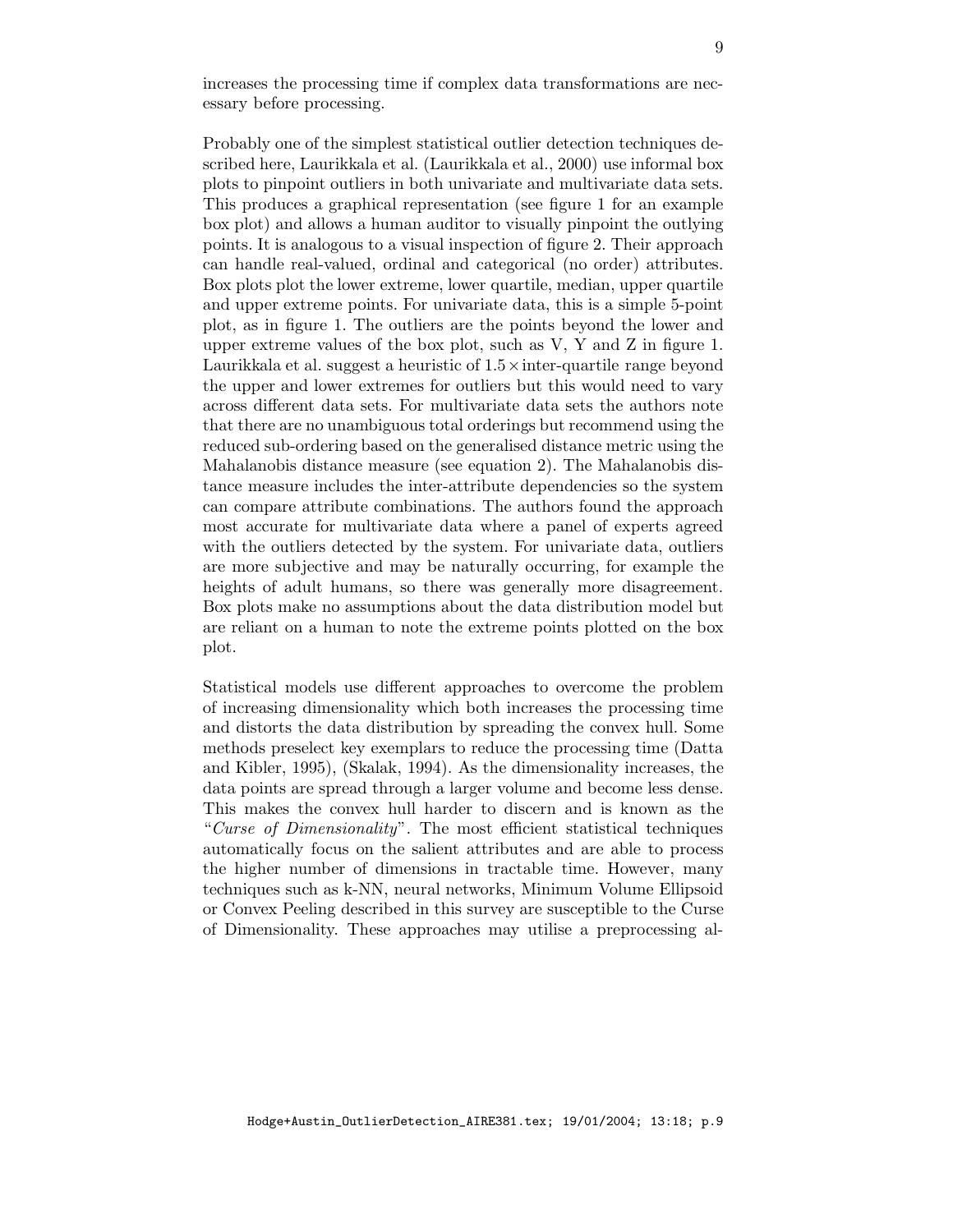increases the processing time if complex data transformations are necessary before processing.

Probably one of the simplest statistical outlier detection techniques described here, Laurikkala et al. (Laurikkala et al., 2000) use informal box plots to pinpoint outliers in both univariate and multivariate data sets. This produces a graphical representation (see figure 1 for an example box plot) and allows a human auditor to visually pinpoint the outlying points. It is analogous to a visual inspection of figure 2. Their approach can handle real-valued, ordinal and categorical (no order) attributes. Box plots plot the lower extreme, lower quartile, median, upper quartile and upper extreme points. For univariate data, this is a simple 5-point plot, as in figure 1. The outliers are the points beyond the lower and upper extreme values of the box plot, such as V, Y and Z in figure 1. Laurikkala et al. suggest a heuristic of $1.5 \times$ inter-quartile range beyond the upper and lower extremes for outliers but this would need to vary across different data sets. For multivariate data sets the authors note that there are no unambiguous total orderings but recommend using the reduced sub-ordering based on the generalised distance metric using the Mahalanobis distance measure (see equation 2). The Mahalanobis distance measure includes the inter-attribute dependencies so the system can compare attribute combinations. The authors found the approach most accurate for multivariate data where a panel of experts agreed with the outliers detected by the system. For univariate data, outliers are more subjective and may be naturally occurring, for example the heights of adult humans, so there was generally more disagreement. Box plots make no assumptions about the data distribution model but are reliant on a human to note the extreme points plotted on the box plot.

Statistical models use different approaches to overcome the problem of increasing dimensionality which both increases the processing time and distorts the data distribution by spreading the convex hull. Some methods preselect key exemplars to reduce the processing time (Datta and Kibler, 1995), (Skalak, 1994). As the dimensionality increases, the data points are spread through a larger volume and become less dense. This makes the convex hull harder to discern and is known as the "*Curse of Dimensionality*". The most efficient statistical techniques automatically focus on the salient attributes and are able to process the higher number of dimensions in tractable time. However, many techniques such as k-NN, neural networks, Minimum Volume Ellipsoid or Convex Peeling described in this survey are susceptible to the Curse of Dimensionality. These approaches may utilise a preprocessing al-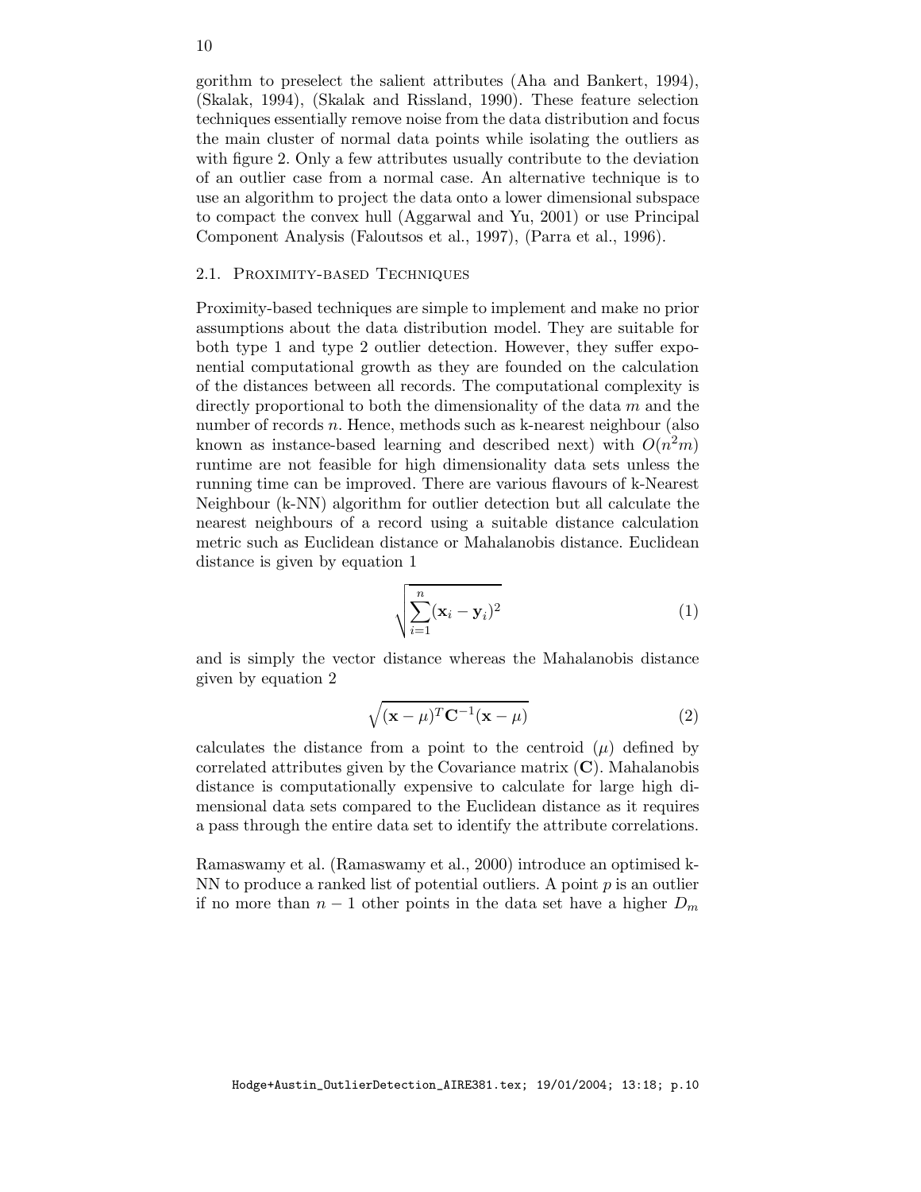gorithm to preselect the salient attributes (Aha and Bankert, 1994), (Skalak, 1994), (Skalak and Rissland, 1990). These feature selection techniques essentially remove noise from the data distribution and focus the main cluster of normal data points while isolating the outliers as with figure 2. Only a few attributes usually contribute to the deviation of an outlier case from a normal case. An alternative technique is to use an algorithm to project the data onto a lower dimensional subspace to compact the convex hull (Aggarwal and Yu, 2001) or use Principal Component Analysis (Faloutsos et al., 1997), (Parra et al., 1996).

### 2.1. Proximity-based Techniques

Proximity-based techniques are simple to implement and make no prior assumptions about the data distribution model. They are suitable for both type 1 and type 2 outlier detection. However, they suffer exponential computational growth as they are founded on the calculation of the distances between all records. The computational complexity is directly proportional to both the dimensionality of the data $m$ and the number of records $n$. Hence, methods such as k-nearest neighbour (also known as instance-based learning and described next) with $O(n^2m)$ runtime are not feasible for high dimensionality data sets unless the running time can be improved. There are various flavours of k-Nearest Neighbour (k-NN) algorithm for outlier detection but all calculate the nearest neighbours of a record using a suitable distance calculation metric such as Euclidean distance or Mahalanobis distance. Euclidean distance is given by equation 1

$$\sqrt{\sum_{i=1}^{n}(\mathbf{x}_i - \mathbf{y}_i)^2} \tag{1}$$

and is simply the vector distance whereas the Mahalanobis distance given by equation 2

$$\sqrt{(\mathbf{x} - \mu)^T \mathbf{C}^{-1} (\mathbf{x} - \mu)} \tag{2}$$

calculates the distance from a point to the centroid ($\mu$) defined by correlated attributes given by the Covariance matrix ($\mathbf{C}$). Mahalanobis distance is computationally expensive to calculate for large high dimensional data sets compared to the Euclidean distance as it requires a pass through the entire data set to identify the attribute correlations.

Ramaswamy et al. (Ramaswamy et al., 2000) introduce an optimised k-NN to produce a ranked list of potential outliers. A point $p$ is an outlier if no more than $n - 1$ other points in the data set have a higher $D_m$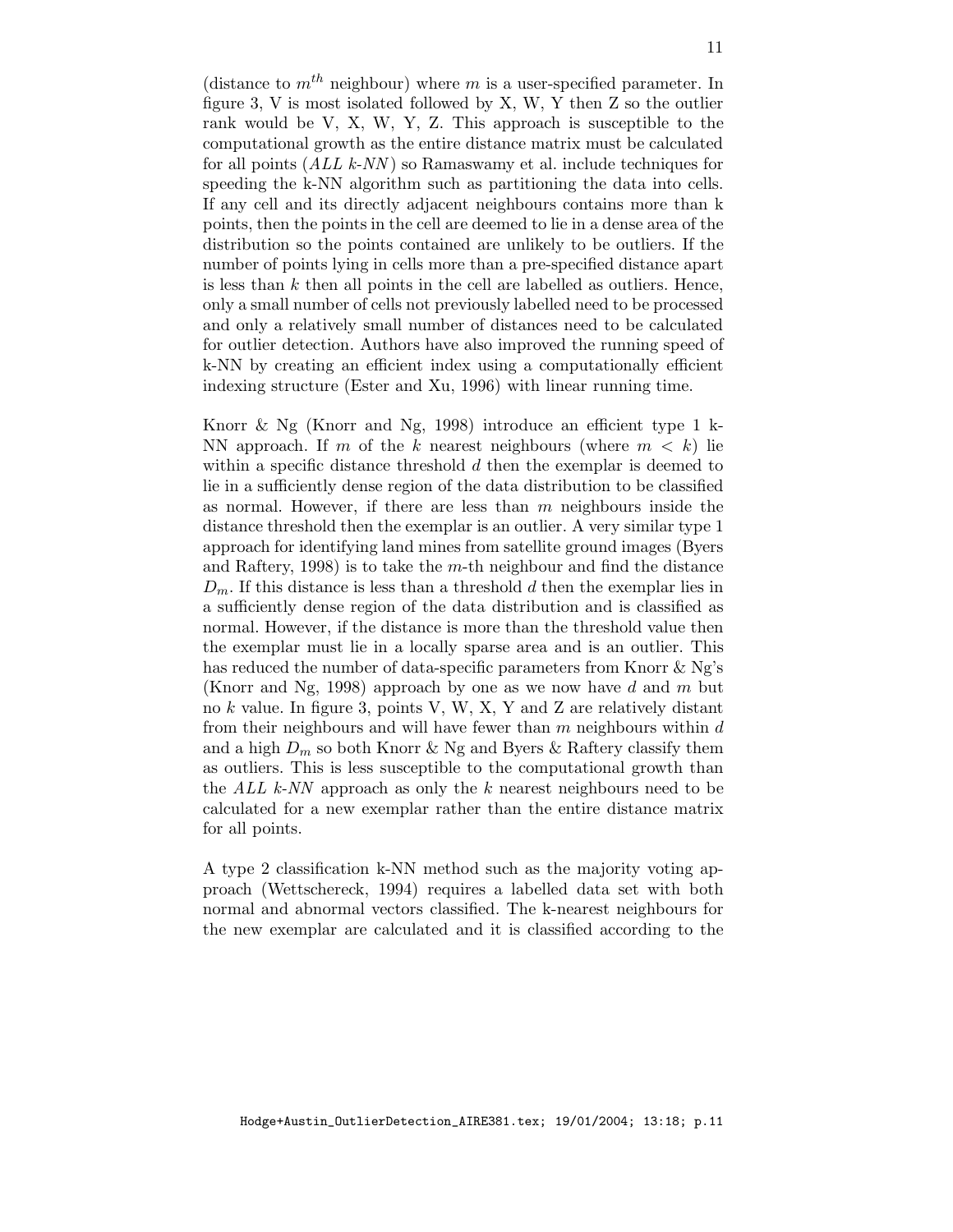(distance to $m^{th}$ neighbour) where $m$ is a user-specified parameter. In figure 3, V is most isolated followed by X, W, Y then Z so the outlier rank would be V, X, W, Y, Z. This approach is susceptible to the computational growth as the entire distance matrix must be calculated for all points (*ALL k-NN*) so Ramaswamy et al. include techniques for speeding the k-NN algorithm such as partitioning the data into cells. If any cell and its directly adjacent neighbours contains more than k points, then the points in the cell are deemed to lie in a dense area of the distribution so the points contained are unlikely to be outliers. If the number of points lying in cells more than a pre-specified distance apart is less than $k$ then all points in the cell are labelled as outliers. Hence, only a small number of cells not previously labelled need to be processed and only a relatively small number of distances need to be calculated for outlier detection. Authors have also improved the running speed of k-NN by creating an efficient index using a computationally efficient indexing structure (Ester and Xu, 1996) with linear running time.

Knorr & Ng (Knorr and Ng, 1998) introduce an efficient type 1 k-NN approach. If $m$ of the $k$ nearest neighbours (where $m < k$) lie within a specific distance threshold $d$ then the exemplar is deemed to lie in a sufficiently dense region of the data distribution to be classified as normal. However, if there are less than $m$ neighbours inside the distance threshold then the exemplar is an outlier. A very similar type 1 approach for identifying land mines from satellite ground images (Byers and Raftery, 1998) is to take the $m$-th neighbour and find the distance $D_m$. If this distance is less than a threshold $d$ then the exemplar lies in a sufficiently dense region of the data distribution and is classified as normal. However, if the distance is more than the threshold value then the exemplar must lie in a locally sparse area and is an outlier. This has reduced the number of data-specific parameters from Knorr & Ng's (Knorr and Ng, 1998) approach by one as we now have $d$ and $m$ but no $k$ value. In figure 3, points V, W, X, Y and Z are relatively distant from their neighbours and will have fewer than $m$ neighbours within $d$ and a high $D_m$ so both Knorr & Ng and Byers & Raftery classify them as outliers. This is less susceptible to the computational growth than the *ALL k-NN* approach as only the $k$ nearest neighbours need to be calculated for a new exemplar rather than the entire distance matrix for all points.

A type 2 classification k-NN method such as the majority voting approach (Wettschereck, 1994) requires a labelled data set with both normal and abnormal vectors classified. The k-nearest neighbours for the new exemplar are calculated and it is classified according to the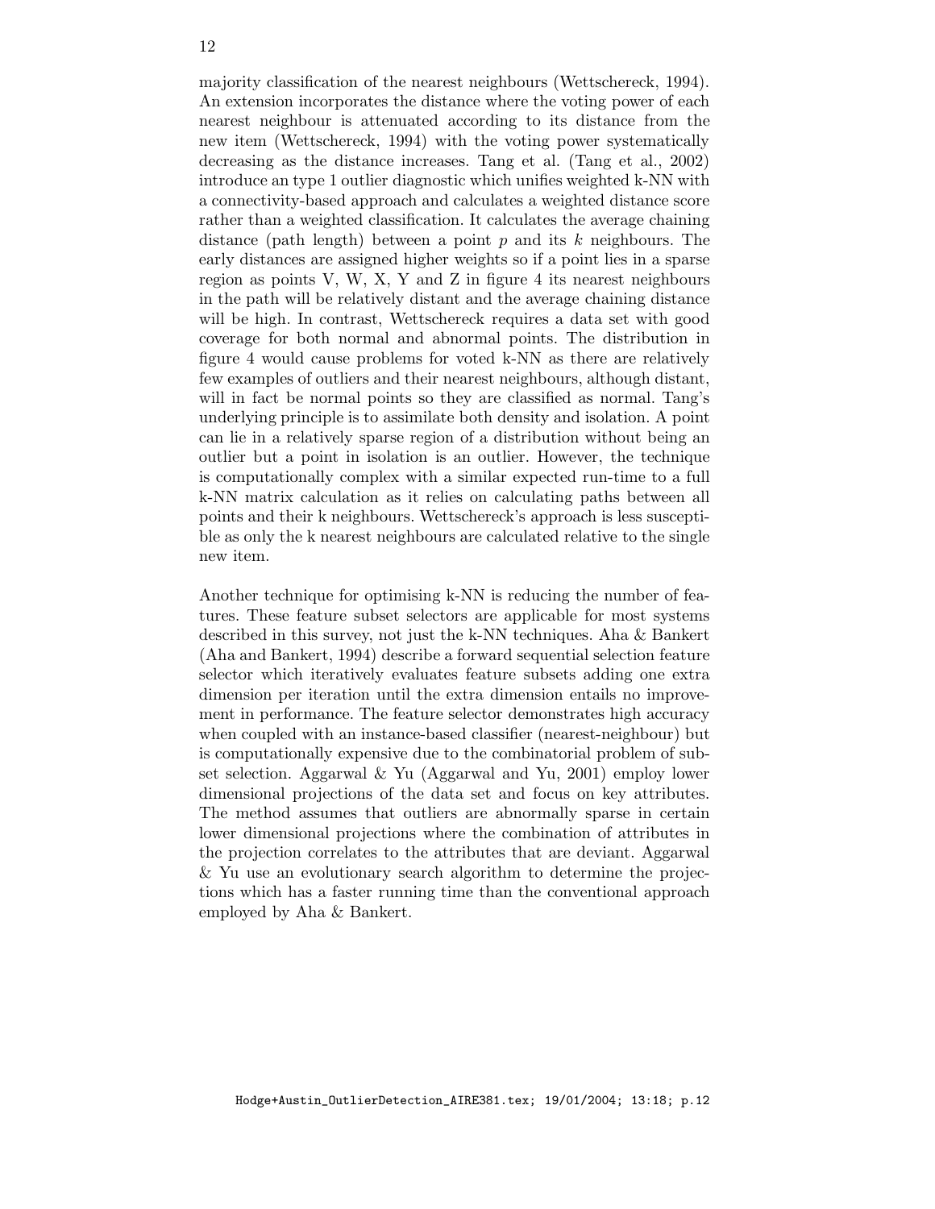majority classification of the nearest neighbours (Wettschereck, 1994). An extension incorporates the distance where the voting power of each nearest neighbour is attenuated according to its distance from the new item (Wettschereck, 1994) with the voting power systematically decreasing as the distance increases. Tang et al. (Tang et al., 2002) introduce an type 1 outlier diagnostic which unifies weighted k-NN with a connectivity-based approach and calculates a weighted distance score rather than a weighted classification. It calculates the average chaining distance (path length) between a point $p$ and its $k$ neighbours. The early distances are assigned higher weights so if a point lies in a sparse region as points V, W, X, Y and Z in figure 4 its nearest neighbours in the path will be relatively distant and the average chaining distance will be high. In contrast, Wettschereck requires a data set with good coverage for both normal and abnormal points. The distribution in figure 4 would cause problems for voted k-NN as there are relatively few examples of outliers and their nearest neighbours, although distant, will in fact be normal points so they are classified as normal. Tang's underlying principle is to assimilate both density and isolation. A point can lie in a relatively sparse region of a distribution without being an outlier but a point in isolation is an outlier. However, the technique is computationally complex with a similar expected run-time to a full k-NN matrix calculation as it relies on calculating paths between all points and their k neighbours. Wettschereck's approach is less susceptible as only the k nearest neighbours are calculated relative to the single new item.

Another technique for optimising k-NN is reducing the number of features. These feature subset selectors are applicable for most systems described in this survey, not just the k-NN techniques. Aha & Bankert (Aha and Bankert, 1994) describe a forward sequential selection feature selector which iteratively evaluates feature subsets adding one extra dimension per iteration until the extra dimension entails no improvement in performance. The feature selector demonstrates high accuracy when coupled with an instance-based classifier (nearest-neighbour) but is computationally expensive due to the combinatorial problem of subset selection. Aggarwal & Yu (Aggarwal and Yu, 2001) employ lower dimensional projections of the data set and focus on key attributes. The method assumes that outliers are abnormally sparse in certain lower dimensional projections where the combination of attributes in the projection correlates to the attributes that are deviant. Aggarwal & Yu use an evolutionary search algorithm to determine the projections which has a faster running time than the conventional approach employed by Aha & Bankert.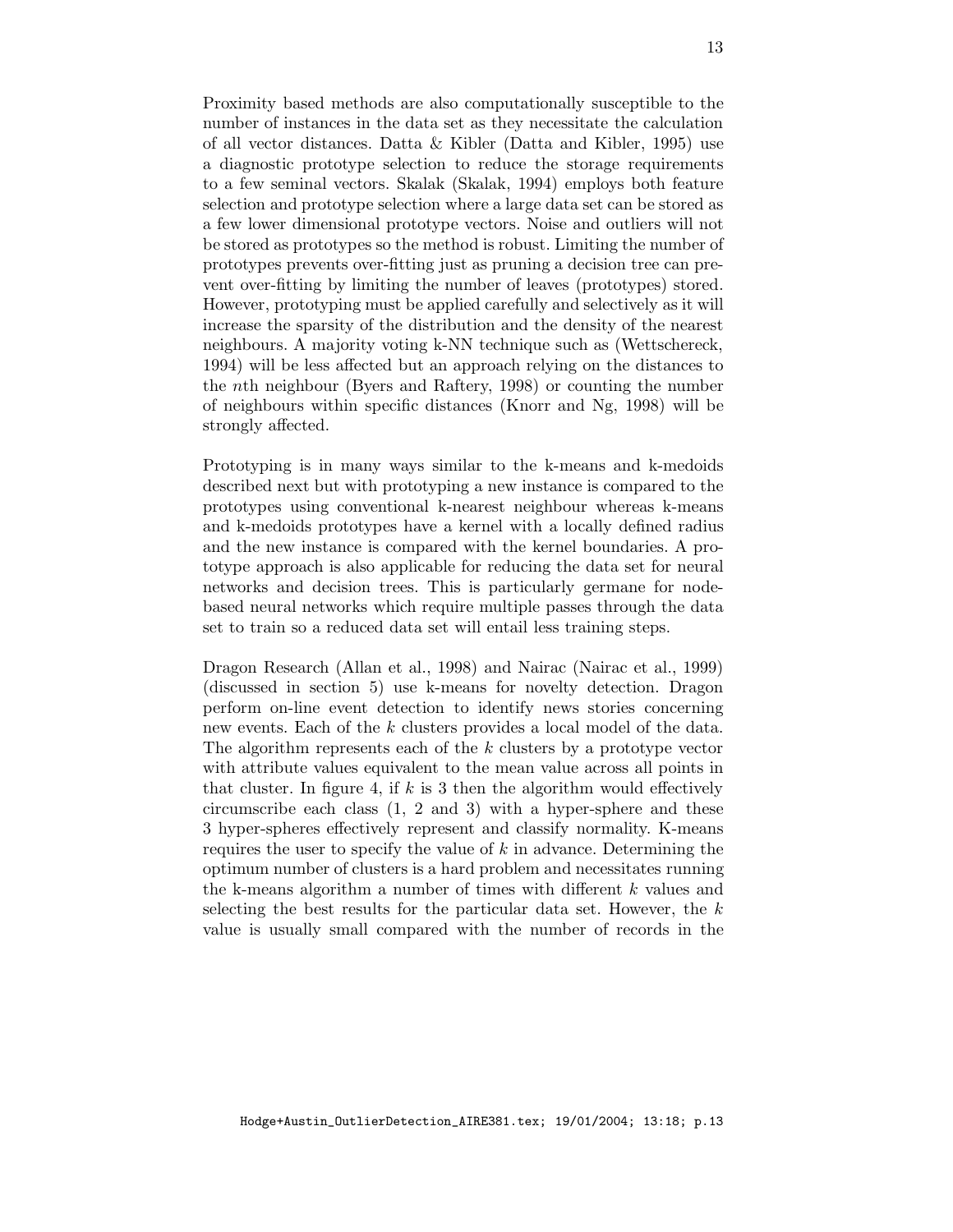Proximity based methods are also computationally susceptible to the number of instances in the data set as they necessitate the calculation of all vector distances. Datta & Kibler (Datta and Kibler, 1995) use a diagnostic prototype selection to reduce the storage requirements to a few seminal vectors. Skalak (Skalak, 1994) employs both feature selection and prototype selection where a large data set can be stored as a few lower dimensional prototype vectors. Noise and outliers will not be stored as prototypes so the method is robust. Limiting the number of prototypes prevents over-fitting just as pruning a decision tree can prevent over-fitting by limiting the number of leaves (prototypes) stored. However, prototyping must be applied carefully and selectively as it will increase the sparsity of the distribution and the density of the nearest neighbours. A majority voting k-NN technique such as (Wettschereck, 1994) will be less affected but an approach relying on the distances to the $n$th neighbour (Byers and Raftery, 1998) or counting the number of neighbours within specific distances (Knorr and Ng, 1998) will be strongly affected.

Prototyping is in many ways similar to the k-means and k-medoids described next but with prototyping a new instance is compared to the prototypes using conventional k-nearest neighbour whereas k-means and k-medoids prototypes have a kernel with a locally defined radius and the new instance is compared with the kernel boundaries. A prototype approach is also applicable for reducing the data set for neural networks and decision trees. This is particularly germane for node-based neural networks which require multiple passes through the data set to train so a reduced data set will entail less training steps.

Dragon Research (Allan et al., 1998) and Nairac (Nairac et al., 1999) (discussed in section 5) use k-means for novelty detection. Dragon perform on-line event detection to identify news stories concerning new events. Each of the $k$ clusters provides a local model of the data. The algorithm represents each of the $k$ clusters by a prototype vector with attribute values equivalent to the mean value across all points in that cluster. In figure 4, if $k$ is 3 then the algorithm would effectively circumscribe each class (1, 2 and 3) with a hyper-sphere and these 3 hyper-spheres effectively represent and classify normality. K-means requires the user to specify the value of $k$ in advance. Determining the optimum number of clusters is a hard problem and necessitates running the k-means algorithm a number of times with different $k$ values and selecting the best results for the particular data set. However, the $k$ value is usually small compared with the number of records in the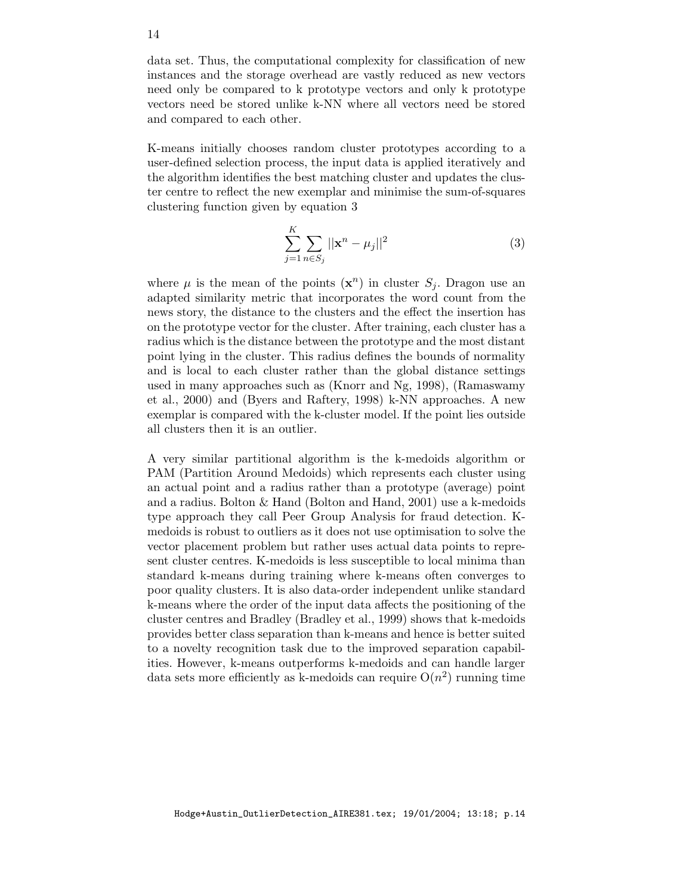data set. Thus, the computational complexity for classification of new instances and the storage overhead are vastly reduced as new vectors need only be compared to k prototype vectors and only k prototype vectors need be stored unlike k-NN where all vectors need be stored and compared to each other.

K-means initially chooses random cluster prototypes according to a user-defined selection process, the input data is applied iteratively and the algorithm identifies the best matching cluster and updates the cluster centre to reflect the new exemplar and minimise the sum-of-squares clustering function given by equation 3

$$\sum_{j=1}^{K} \sum_{n \in S_j} ||\mathbf{x}^n - \mu_j||^2 \tag{3}$$

where $\mu$ is the mean of the points ($\mathbf{x}^n$) in cluster $S_j$. Dragon use an adapted similarity metric that incorporates the word count from the news story, the distance to the clusters and the effect the insertion has on the prototype vector for the cluster. After training, each cluster has a radius which is the distance between the prototype and the most distant point lying in the cluster. This radius defines the bounds of normality and is local to each cluster rather than the global distance settings used in many approaches such as (Knorr and Ng, 1998), (Ramaswamy et al., 2000) and (Byers and Raftery, 1998) k-NN approaches. A new exemplar is compared with the k-cluster model. If the point lies outside all clusters then it is an outlier.

A very similar partitional algorithm is the k-medoids algorithm or PAM (Partition Around Medoids) which represents each cluster using an actual point and a radius rather than a prototype (average) point and a radius. Bolton & Hand (Bolton and Hand, 2001) use a k-medoids type approach they call Peer Group Analysis for fraud detection. K-medoids is robust to outliers as it does not use optimisation to solve the vector placement problem but rather uses actual data points to represent cluster centres. K-medoids is less susceptible to local minima than standard k-means during training where k-means often converges to poor quality clusters. It is also data-order independent unlike standard k-means where the order of the input data affects the positioning of the cluster centres and Bradley (Bradley et al., 1999) shows that k-medoids provides better class separation than k-means and hence is better suited to a novelty recognition task due to the improved separation capabilities. However, k-means outperforms k-medoids and can handle larger data sets more efficiently as k-medoids can require $O(n^2)$ running time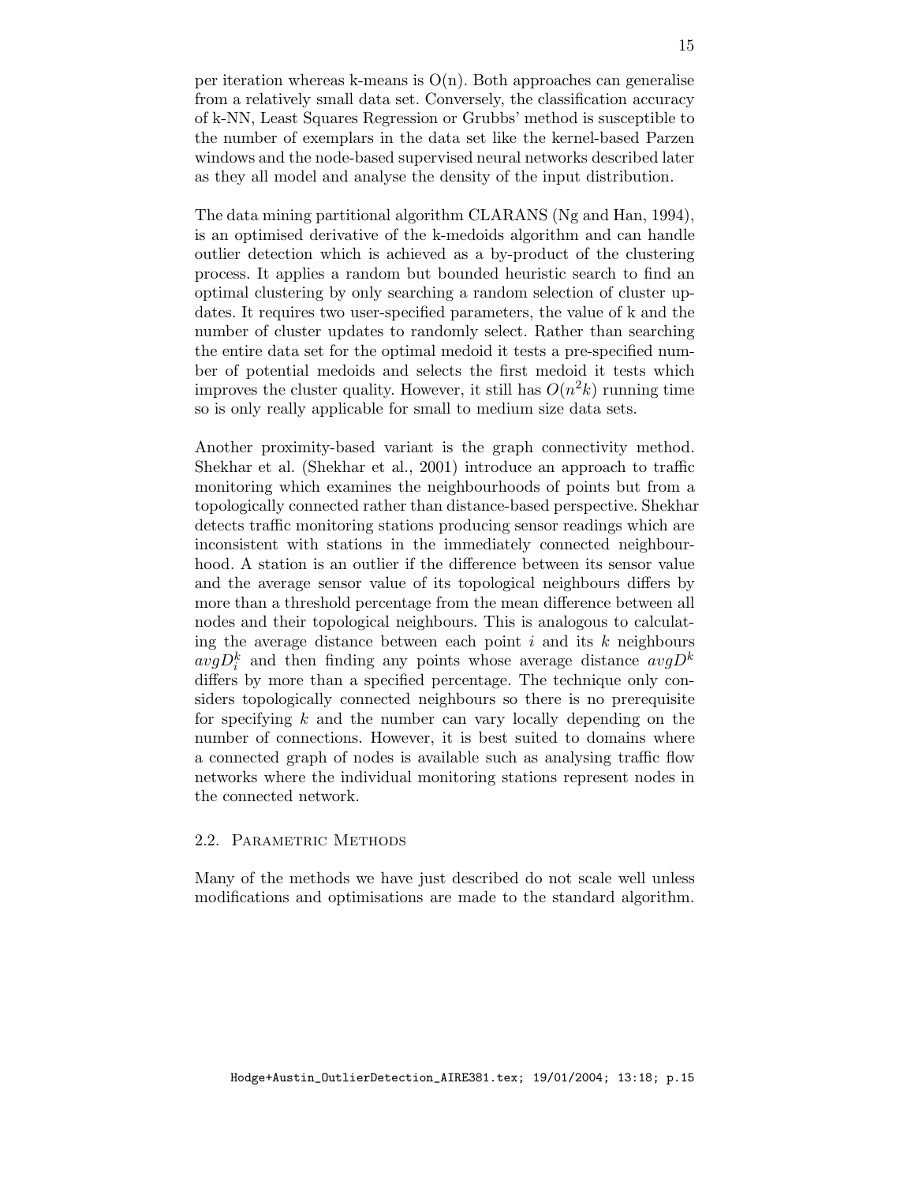per iteration whereas k-means is O(n). Both approaches can generalise from a relatively small data set. Conversely, the classification accuracy of k-NN, Least Squares Regression or Grubbs' method is susceptible to the number of exemplars in the data set like the kernel-based Parzen windows and the node-based supervised neural networks described later as they all model and analyse the density of the input distribution.

The data mining partitional algorithm CLARANS (Ng and Han, 1994), is an optimised derivative of the k-medoids algorithm and can handle outlier detection which is achieved as a by-product of the clustering process. It applies a random but bounded heuristic search to find an optimal clustering by only searching a random selection of cluster updates. It requires two user-specified parameters, the value of k and the number of cluster updates to randomly select. Rather than searching the entire data set for the optimal medoid it tests a pre-specified number of potential medoids and selects the first medoid it tests which improves the cluster quality. However, it still has $O(n^2k)$ running time so is only really applicable for small to medium size data sets.

Another proximity-based variant is the graph connectivity method. Shekhar et al. (Shekhar et al., 2001) introduce an approach to traffic monitoring which examines the neighbourhoods of points but from a topologically connected rather than distance-based perspective. Shekhar detects traffic monitoring stations producing sensor readings which are inconsistent with stations in the immediately connected neighbourhood. A station is an outlier if the difference between its sensor value and the average sensor value of its topological neighbours differs by more than a threshold percentage from the mean difference between all nodes and their topological neighbours. This is analogous to calculating the average distance between each point $i$ and its $k$ neighbours $avgD_i^k$ and then finding any points whose average distance $avgD^k$ differs by more than a specified percentage. The technique only considers topologically connected neighbours so there is no prerequisite for specifying $k$ and the number can vary locally depending on the number of connections. However, it is best suited to domains where a connected graph of nodes is available such as analysing traffic flow networks where the individual monitoring stations represent nodes in the connected network.

## 2.2. Parametric Methods

Many of the methods we have just described do not scale well unless modifications and optimisations are made to the standard algorithm.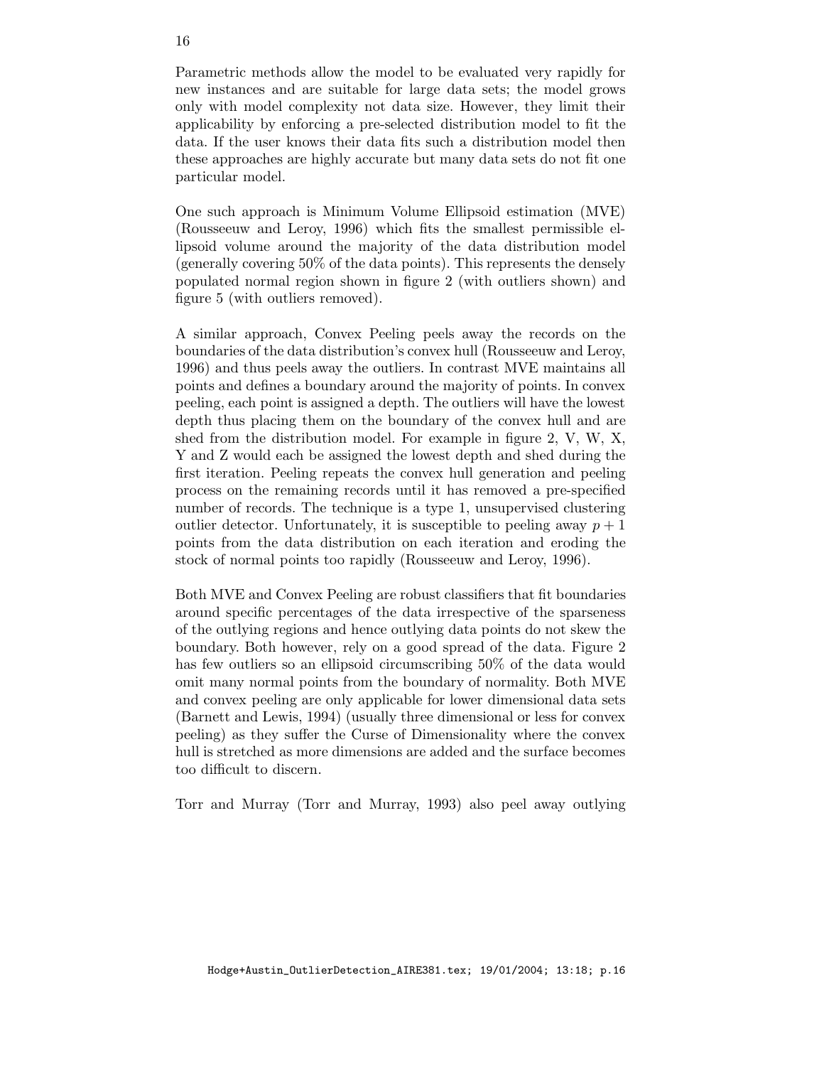Parametric methods allow the model to be evaluated very rapidly for new instances and are suitable for large data sets; the model grows only with model complexity not data size. However, they limit their applicability by enforcing a pre-selected distribution model to fit the data. If the user knows their data fits such a distribution model then these approaches are highly accurate but many data sets do not fit one particular model.

One such approach is Minimum Volume Ellipsoid estimation (MVE) (Rousseeuw and Leroy, 1996) which fits the smallest permissible ellipsoid volume around the majority of the data distribution model (generally covering 50% of the data points). This represents the densely populated normal region shown in figure 2 (with outliers shown) and figure 5 (with outliers removed).

A similar approach, Convex Peeling peels away the records on the boundaries of the data distribution's convex hull (Rousseeuw and Leroy, 1996) and thus peels away the outliers. In contrast MVE maintains all points and defines a boundary around the majority of points. In convex peeling, each point is assigned a depth. The outliers will have the lowest depth thus placing them on the boundary of the convex hull and are shed from the distribution model. For example in figure 2, V, W, X, Y and Z would each be assigned the lowest depth and shed during the first iteration. Peeling repeats the convex hull generation and peeling process on the remaining records until it has removed a pre-specified number of records. The technique is a type 1, unsupervised clustering outlier detector. Unfortunately, it is susceptible to peeling away $p + 1$ points from the data distribution on each iteration and eroding the stock of normal points too rapidly (Rousseeuw and Leroy, 1996).

Both MVE and Convex Peeling are robust classifiers that fit boundaries around specific percentages of the data irrespective of the sparseness of the outlying regions and hence outlying data points do not skew the boundary. Both however, rely on a good spread of the data. Figure 2 has few outliers so an ellipsoid circumscribing 50% of the data would omit many normal points from the boundary of normality. Both MVE and convex peeling are only applicable for lower dimensional data sets (Barnett and Lewis, 1994) (usually three dimensional or less for convex peeling) as they suffer the Curse of Dimensionality where the convex hull is stretched as more dimensions are added and the surface becomes too difficult to discern.

Torr and Murray (Torr and Murray, 1993) also peel away outlying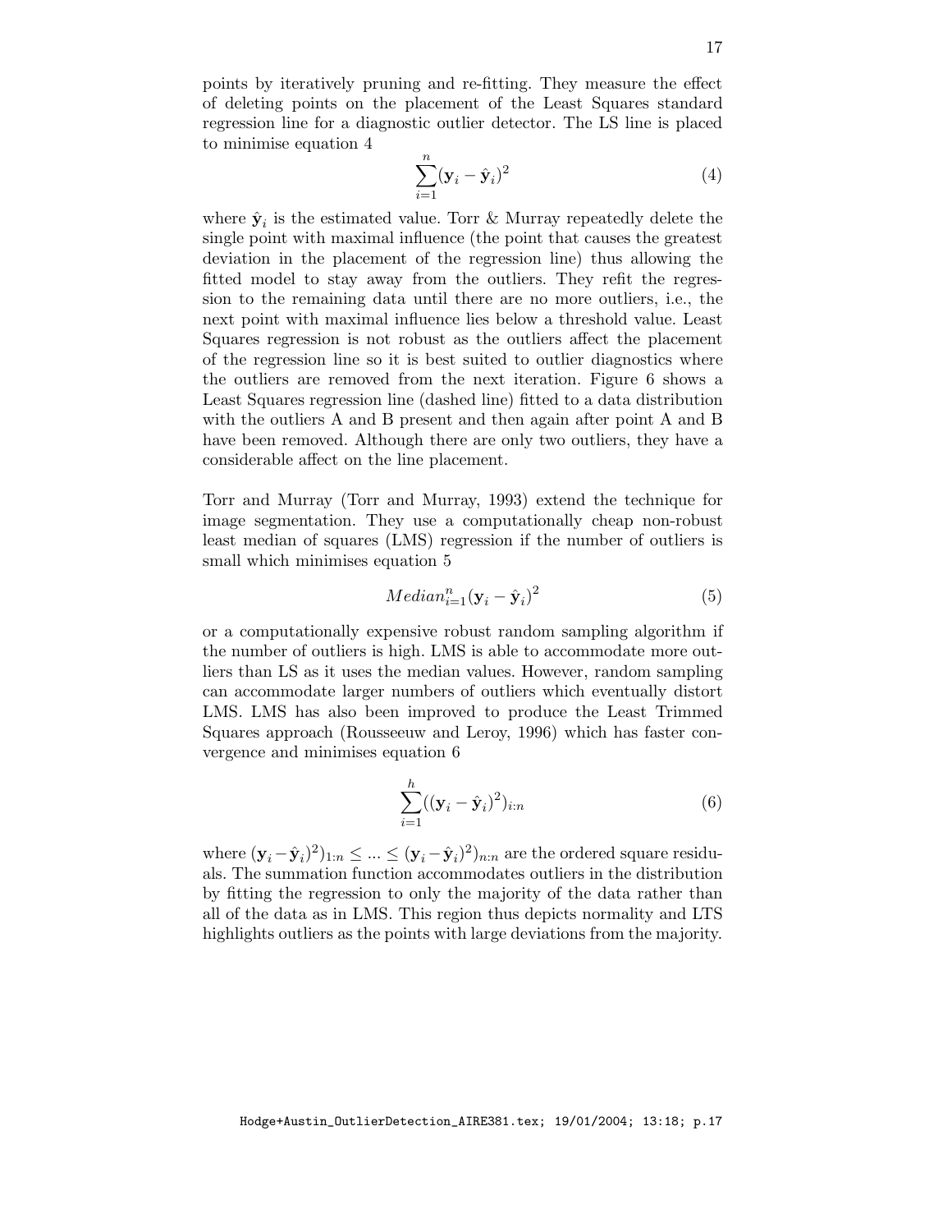points by iteratively pruning and re-fitting. They measure the effect of deleting points on the placement of the Least Squares standard regression line for a diagnostic outlier detector. The LS line is placed to minimise equation 4

$$\sum_{i=1}^{n} (\mathbf{y}_i - \hat{\mathbf{y}}_i)^2 \tag{4}$$

where $\hat{\mathbf{y}}_i$ is the estimated value. Torr & Murray repeatedly delete the single point with maximal influence (the point that causes the greatest deviation in the placement of the regression line) thus allowing the fitted model to stay away from the outliers. They refit the regression to the remaining data until there are no more outliers, i.e., the next point with maximal influence lies below a threshold value. Least Squares regression is not robust as the outliers affect the placement of the regression line so it is best suited to outlier diagnostics where the outliers are removed from the next iteration. Figure 6 shows a Least Squares regression line (dashed line) fitted to a data distribution with the outliers A and B present and then again after point A and B have been removed. Although there are only two outliers, they have a considerable affect on the line placement.

Torr and Murray (Torr and Murray, 1993) extend the technique for image segmentation. They use a computationally cheap non-robust least median of squares (LMS) regression if the number of outliers is small which minimises equation 5

$$Median_{i=1}^{n} (\mathbf{y}_i - \hat{\mathbf{y}}_i)^2 \tag{5}$$

or a computationally expensive robust random sampling algorithm if the number of outliers is high. LMS is able to accommodate more outliers than LS as it uses the median values. However, random sampling can accommodate larger numbers of outliers which eventually distort LMS. LMS has also been improved to produce the Least Trimmed Squares approach (Rousseeuw and Leroy, 1996) which has faster convergence and minimises equation 6

$$\sum_{i=1}^{h} ((\mathbf{y}_i - \hat{\mathbf{y}}_i)^2)_{i:n} \tag{6}$$

where $(\mathbf{y}_i - \hat{\mathbf{y}}_i)^2)_{1:n} \leq ... \leq (\mathbf{y}_i - \hat{\mathbf{y}}_i)^2)_{n:n}$ are the ordered square residuals. The summation function accommodates outliers in the distribution by fitting the regression to only the majority of the data rather than all of the data as in LMS. This region thus depicts normality and LTS highlights outliers as the points with large deviations from the majority.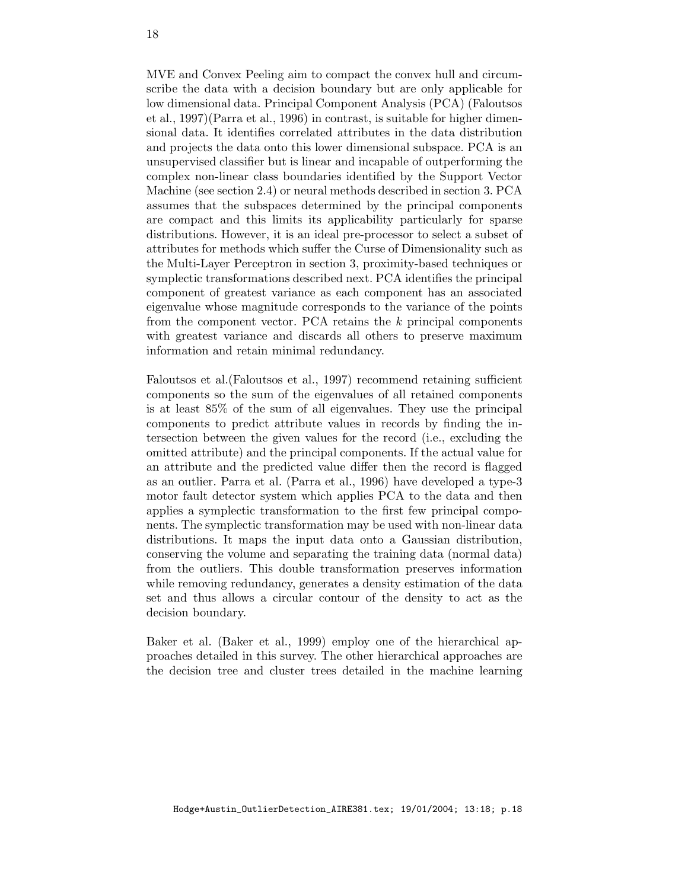MVE and Convex Peeling aim to compact the convex hull and circumscribe the data with a decision boundary but are only applicable for low dimensional data. Principal Component Analysis (PCA) (Faloutsos et al., 1997)(Parra et al., 1996) in contrast, is suitable for higher dimensional data. It identifies correlated attributes in the data distribution and projects the data onto this lower dimensional subspace. PCA is an unsupervised classifier but is linear and incapable of outperforming the complex non-linear class boundaries identified by the Support Vector Machine (see section 2.4) or neural methods described in section 3. PCA assumes that the subspaces determined by the principal components are compact and this limits its applicability particularly for sparse distributions. However, it is an ideal pre-processor to select a subset of attributes for methods which suffer the Curse of Dimensionality such as the Multi-Layer Perceptron in section 3, proximity-based techniques or symplectic transformations described next. PCA identifies the principal component of greatest variance as each component has an associated eigenvalue whose magnitude corresponds to the variance of the points from the component vector. PCA retains the $k$ principal components with greatest variance and discards all others to preserve maximum information and retain minimal redundancy.

Faloutsos et al.(Faloutsos et al., 1997) recommend retaining sufficient components so the sum of the eigenvalues of all retained components is at least 85% of the sum of all eigenvalues. They use the principal components to predict attribute values in records by finding the intersection between the given values for the record (i.e., excluding the omitted attribute) and the principal components. If the actual value for an attribute and the predicted value differ then the record is flagged as an outlier. Parra et al. (Parra et al., 1996) have developed a type-3 motor fault detector system which applies PCA to the data and then applies a symplectic transformation to the first few principal components. The symplectic transformation may be used with non-linear data distributions. It maps the input data onto a Gaussian distribution, conserving the volume and separating the training data (normal data) from the outliers. This double transformation preserves information while removing redundancy, generates a density estimation of the data set and thus allows a circular contour of the density to act as the decision boundary.

Baker et al. (Baker et al., 1999) employ one of the hierarchical approaches detailed in this survey. The other hierarchical approaches are the decision tree and cluster trees detailed in the machine learning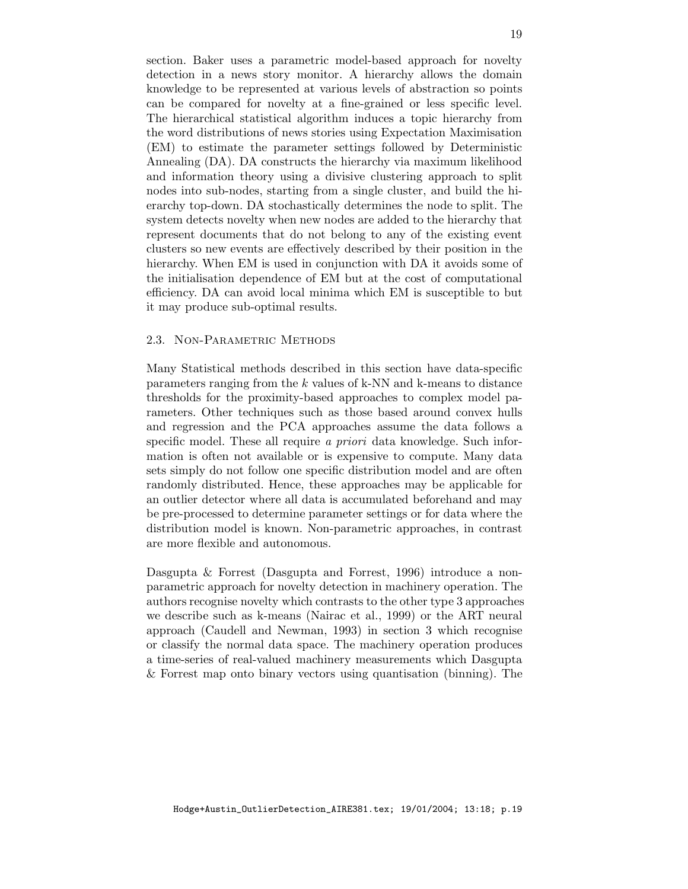section. Baker uses a parametric model-based approach for novelty detection in a news story monitor. A hierarchy allows the domain knowledge to be represented at various levels of abstraction so points can be compared for novelty at a fine-grained or less specific level. The hierarchical statistical algorithm induces a topic hierarchy from the word distributions of news stories using Expectation Maximisation (EM) to estimate the parameter settings followed by Deterministic Annealing (DA). DA constructs the hierarchy via maximum likelihood and information theory using a divisive clustering approach to split nodes into sub-nodes, starting from a single cluster, and build the hierarchy top-down. DA stochastically determines the node to split. The system detects novelty when new nodes are added to the hierarchy that represent documents that do not belong to any of the existing event clusters so new events are effectively described by their position in the hierarchy. When EM is used in conjunction with DA it avoids some of the initialisation dependence of EM but at the cost of computational efficiency. DA can avoid local minima which EM is susceptible to but it may produce sub-optimal results.

### 2.3. Non-Parametric Methods

Many Statistical methods described in this section have data-specific parameters ranging from the $k$ values of k-NN and k-means to distance thresholds for the proximity-based approaches to complex model parameters. Other techniques such as those based around convex hulls and regression and the PCA approaches assume the data follows a specific model. These all require *a priori* data knowledge. Such information is often not available or is expensive to compute. Many data sets simply do not follow one specific distribution model and are often randomly distributed. Hence, these approaches may be applicable for an outlier detector where all data is accumulated beforehand and may be pre-processed to determine parameter settings or for data where the distribution model is known. Non-parametric approaches, in contrast are more flexible and autonomous.

Dasgupta & Forrest (Dasgupta and Forrest, 1996) introduce a non-parametric approach for novelty detection in machinery operation. The authors recognise novelty which contrasts to the other type 3 approaches we describe such as k-means (Nairac et al., 1999) or the ART neural approach (Caudell and Newman, 1993) in section 3 which recognise or classify the normal data space. The machinery operation produces a time-series of real-valued machinery measurements which Dasgupta & Forrest map onto binary vectors using quantisation (binning). The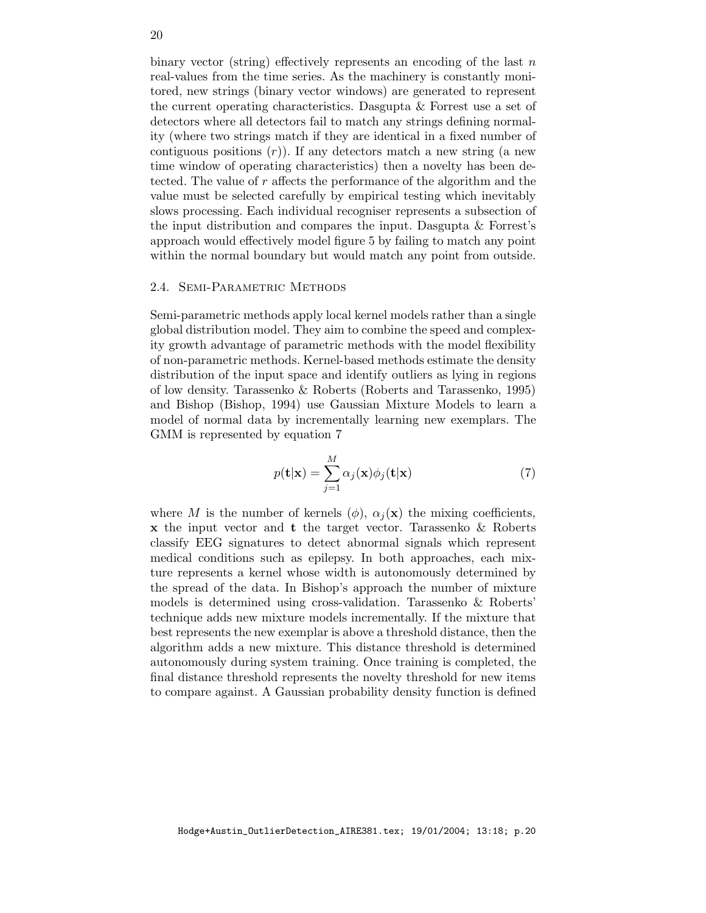binary vector (string) effectively represents an encoding of the last $n$ real-values from the time series. As the machinery is constantly monitored, new strings (binary vector windows) are generated to represent the current operating characteristics. Dasgupta & Forrest use a set of detectors where all detectors fail to match any strings defining normality (where two strings match if they are identical in a fixed number of contiguous positions ($r$)). If any detectors match a new string (a new time window of operating characteristics) then a novelty has been detected. The value of $r$ affects the performance of the algorithm and the value must be selected carefully by empirical testing which inevitably slows processing. Each individual recogniser represents a subsection of the input distribution and compares the input. Dasgupta & Forrest's approach would effectively model figure 5 by failing to match any point within the normal boundary but would match any point from outside.

### 2.4. Semi-Parametric Methods

Semi-parametric methods apply local kernel models rather than a single global distribution model. They aim to combine the speed and complexity growth advantage of parametric methods with the model flexibility of non-parametric methods. Kernel-based methods estimate the density distribution of the input space and identify outliers as lying in regions of low density. Tarassenko & Roberts (Roberts and Tarassenko, 1995) and Bishop (Bishop, 1994) use Gaussian Mixture Models to learn a model of normal data by incrementally learning new exemplars. The GMM is represented by equation 7

$$p(\mathbf{t}|\mathbf{x}) = \sum_{j=1}^{M} \alpha_j(\mathbf{x}) \phi_j(\mathbf{t}|\mathbf{x}) \tag{7}$$

where $M$ is the number of kernels ($\phi$), $\alpha_j(\mathbf{x})$ the mixing coefficients, $\mathbf{x}$ the input vector and $\mathbf{t}$ the target vector. Tarassenko & Roberts classify EEG signatures to detect abnormal signals which represent medical conditions such as epilepsy. In both approaches, each mixture represents a kernel whose width is autonomously determined by the spread of the data. In Bishop's approach the number of mixture models is determined using cross-validation. Tarassenko & Roberts' technique adds new mixture models incrementally. If the mixture that best represents the new exemplar is above a threshold distance, then the algorithm adds a new mixture. This distance threshold is determined autonomously during system training. Once training is completed, the final distance threshold represents the novelty threshold for new items to compare against. A Gaussian probability density function is defined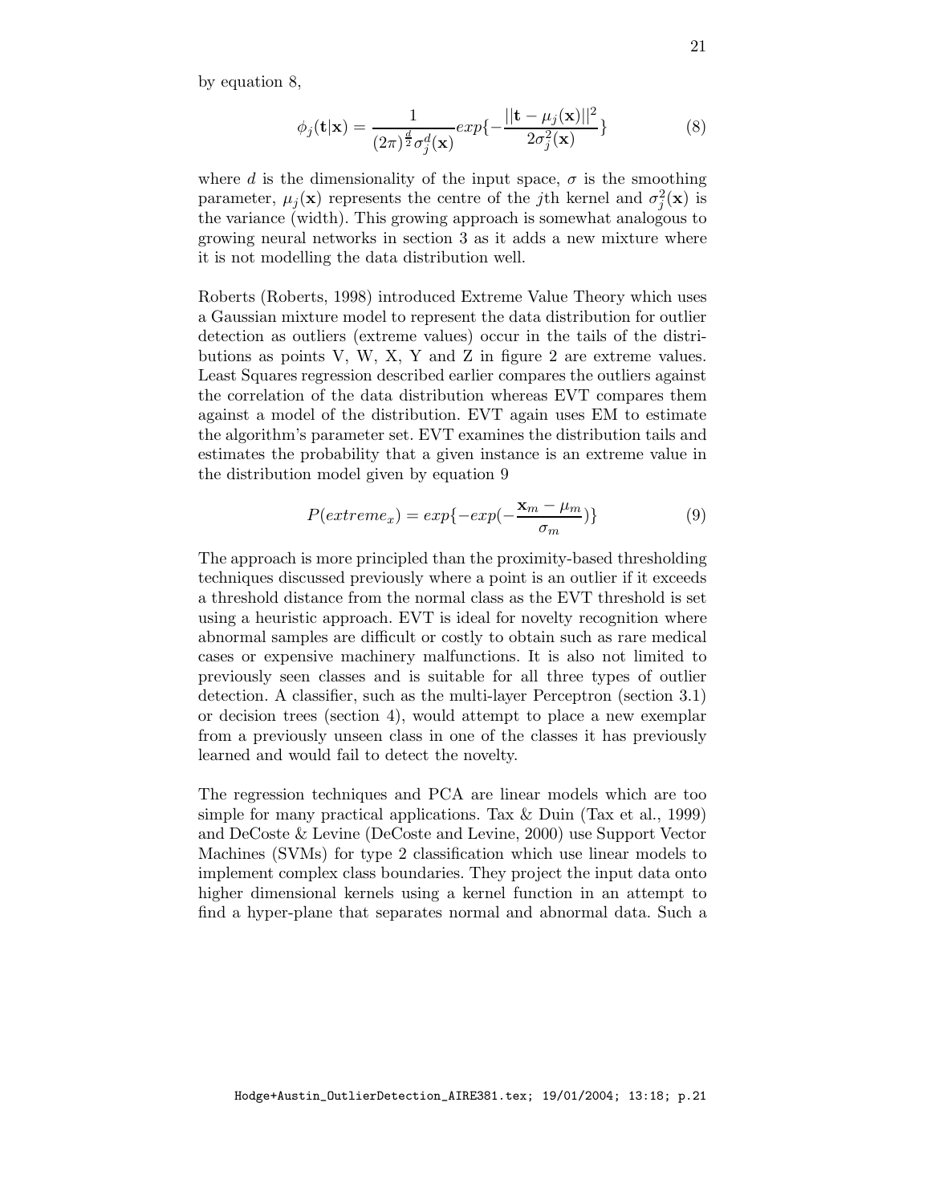by equation 8,

$$\phi_j(\mathbf{t}|\mathbf{x}) = \frac{1}{(2\pi)^{\frac{d}{2}}\sigma_j^d(\mathbf{x})} exp\{-\frac{||\mathbf{t} - \mu_j(\mathbf{x})||^2}{2\sigma_j^2(\mathbf{x})}\} \tag{8}$$

where $d$ is the dimensionality of the input space, $\sigma$ is the smoothing parameter, $\mu_j(\mathbf{x})$ represents the centre of the $j$th kernel and $\sigma_j^2(\mathbf{x})$ is the variance (width). This growing approach is somewhat analogous to growing neural networks in section 3 as it adds a new mixture where it is not modelling the data distribution well.

Roberts (Roberts, 1998) introduced Extreme Value Theory which uses a Gaussian mixture model to represent the data distribution for outlier detection as outliers (extreme values) occur in the tails of the distributions as points V, W, X, Y and Z in figure 2 are extreme values. Least Squares regression described earlier compares the outliers against the correlation of the data distribution whereas EVT compares them against a model of the distribution. EVT again uses EM to estimate the algorithm's parameter set. EVT examines the distribution tails and estimates the probability that a given instance is an extreme value in the distribution model given by equation 9

$$P(extreme_x) = exp\{-exp(-\frac{\mathbf{x}_m - \mu_m}{\sigma_m})\} \tag{9}$$

The approach is more principled than the proximity-based thresholding techniques discussed previously where a point is an outlier if it exceeds a threshold distance from the normal class as the EVT threshold is set using a heuristic approach. EVT is ideal for novelty recognition where abnormal samples are difficult or costly to obtain such as rare medical cases or expensive machinery malfunctions. It is also not limited to previously seen classes and is suitable for all three types of outlier detection. A classifier, such as the multi-layer Perceptron (section 3.1) or decision trees (section 4), would attempt to place a new exemplar from a previously unseen class in one of the classes it has previously learned and would fail to detect the novelty.

The regression techniques and PCA are linear models which are too simple for many practical applications. Tax & Duin (Tax et al., 1999) and DeCoste & Levine (DeCoste and Levine, 2000) use Support Vector Machines (SVMs) for type 2 classification which use linear models to implement complex class boundaries. They project the input data onto higher dimensional kernels using a kernel function in an attempt to find a hyper-plane that separates normal and abnormal data. Such a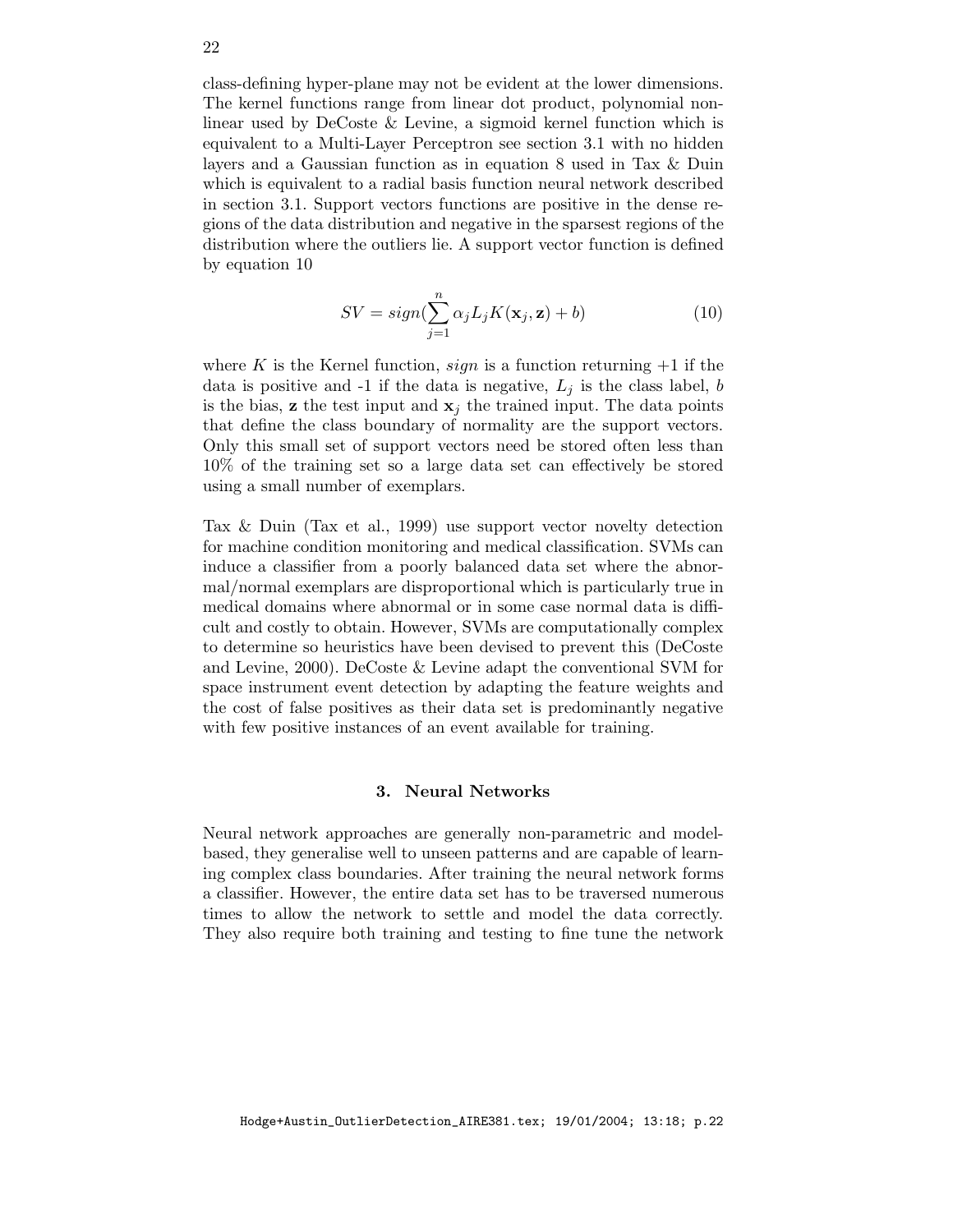class-defining hyper-plane may not be evident at the lower dimensions. The kernel functions range from linear dot product, polynomial non-linear used by DeCoste & Levine, a sigmoid kernel function which is equivalent to a Multi-Layer Perceptron see section 3.1 with no hidden layers and a Gaussian function as in equation 8 used in Tax & Duin which is equivalent to a radial basis function neural network described in section 3.1. Support vectors functions are positive in the dense regions of the data distribution and negative in the sparsest regions of the distribution where the outliers lie. A support vector function is defined by equation 10

$$SV = sign(\sum_{j=1}^{n} \alpha_j L_j K(\mathbf{x}_j, \mathbf{z}) + b) \tag{10}$$

where $K$ is the Kernel function, $sign$ is a function returning +1 if the data is positive and -1 if the data is negative, $L_j$ is the class label, $b$ is the bias, $\mathbf{z}$ the test input and $\mathbf{x}_j$ the trained input. The data points that define the class boundary of normality are the support vectors. Only this small set of support vectors need be stored often less than 10% of the training set so a large data set can effectively be stored using a small number of exemplars.

Tax & Duin (Tax et al., 1999) use support vector novelty detection for machine condition monitoring and medical classification. SVMs can induce a classifier from a poorly balanced data set where the abnormal/normal exemplars are disproportional which is particularly true in medical domains where abnormal or in some case normal data is difficult and costly to obtain. However, SVMs are computationally complex to determine so heuristics have been devised to prevent this (DeCoste and Levine, 2000). DeCoste & Levine adapt the conventional SVM for space instrument event detection by adapting the feature weights and the cost of false positives as their data set is predominantly negative with few positive instances of an event available for training.

## 3. Neural Networks

Neural network approaches are generally non-parametric and model-based, they generalise well to unseen patterns and are capable of learning complex class boundaries. After training the neural network forms a classifier. However, the entire data set has to be traversed numerous times to allow the network to settle and model the data correctly. They also require both training and testing to fine tune the network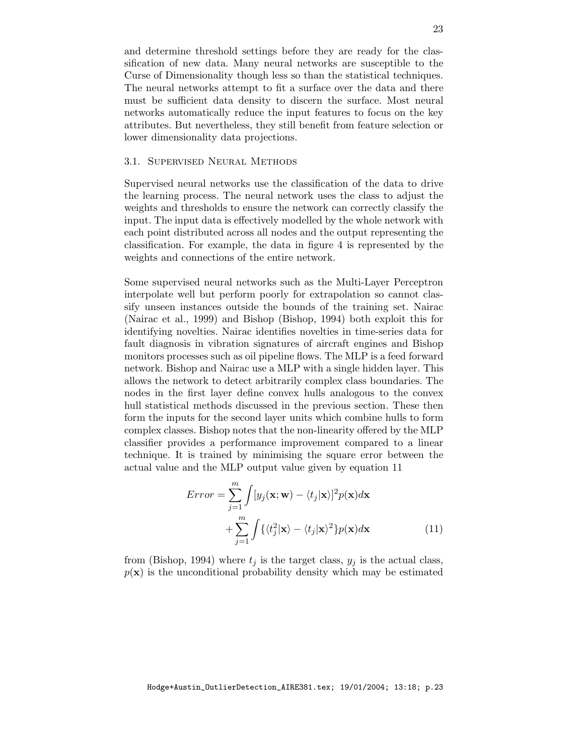and determine threshold settings before they are ready for the classification of new data. Many neural networks are susceptible to the Curse of Dimensionality though less so than the statistical techniques. The neural networks attempt to fit a surface over the data and there must be sufficient data density to discern the surface. Most neural networks automatically reduce the input features to focus on the key attributes. But nevertheless, they still benefit from feature selection or lower dimensionality data projections.

### 3.1. Supervised Neural Methods

Supervised neural networks use the classification of the data to drive the learning process. The neural network uses the class to adjust the weights and thresholds to ensure the network can correctly classify the input. The input data is effectively modelled by the whole network with each point distributed across all nodes and the output representing the classification. For example, the data in figure 4 is represented by the weights and connections of the entire network.

Some supervised neural networks such as the Multi-Layer Perceptron interpolate well but perform poorly for extrapolation so cannot classify unseen instances outside the bounds of the training set. Nairac (Nairac et al., 1999) and Bishop (Bishop, 1994) both exploit this for identifying novelties. Nairac identifies novelties in time-series data for fault diagnosis in vibration signatures of aircraft engines and Bishop monitors processes such as oil pipeline flows. The MLP is a feed forward network. Bishop and Nairac use a MLP with a single hidden layer. This allows the network to detect arbitrarily complex class boundaries. The nodes in the first layer define convex hulls analogous to the convex hull statistical methods discussed in the previous section. These then form the inputs for the second layer units which combine hulls to form complex classes. Bishop notes that the non-linearity offered by the MLP classifier provides a performance improvement compared to a linear technique. It is trained by minimising the square error between the actual value and the MLP output value given by equation 11

$$
\begin{aligned}
Error = \sum_{j=1}^{m} \int [y_j(\mathbf{x};\mathbf{w}) - \langle t_j|\mathbf{x}\rangle]^2 p(\mathbf{x}) d\mathbf{x} \\
+ \sum_{j=1}^{m} \int \{\langle t_j^2|\mathbf{x}\rangle - \langle t_j|\mathbf{x}\rangle^2\} p(\mathbf{x}) d\mathbf{x}
\end{aligned}
\tag{11}
$$

from (Bishop, 1994) where $t_j$ is the target class, $y_j$ is the actual class, $p(\mathbf{x})$ is the unconditional probability density which may be estimated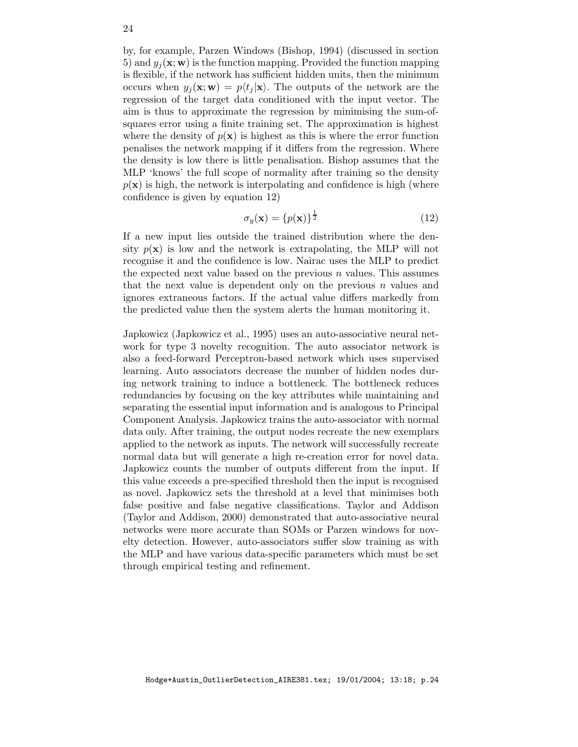by, for example, Parzen Windows (Bishop, 1994) (discussed in section 5) and $y_j(\mathbf{x}; \mathbf{w})$ is the function mapping. Provided the function mapping is flexible, if the network has sufficient hidden units, then the minimum occurs when $y_j(\mathbf{x}; \mathbf{w}) = p\langle t_j|\mathbf{x}\rangle$. The outputs of the network are the regression of the target data conditioned with the input vector. The aim is thus to approximate the regression by minimising the sum-of-squares error using a finite training set. The approximation is highest where the density of $p(\mathbf{x})$ is highest as this is where the error function penalises the network mapping if it differs from the regression. Where the density is low there is little penalisation. Bishop assumes that the MLP 'knows' the full scope of normality after training so the density $p(\mathbf{x})$ is high, the network is interpolating and confidence is high (where confidence is given by equation 12)

$$\sigma_y(\mathbf{x}) = \{p(\mathbf{x})\}^{\frac{1}{2}} \tag{12}$$

If a new input lies outside the trained distribution where the density $p(\mathbf{x})$ is low and the network is extrapolating, the MLP will not recognise it and the confidence is low. Nairac uses the MLP to predict the expected next value based on the previous $n$ values. This assumes that the next value is dependent only on the previous $n$ values and ignores extraneous factors. If the actual value differs markedly from the predicted value then the system alerts the human monitoring it.

Japkowicz (Japkowicz et al., 1995) uses an auto-associative neural network for type 3 novelty recognition. The auto associator network is also a feed-forward Perceptron-based network which uses supervised learning. Auto associators decrease the number of hidden nodes during network training to induce a bottleneck. The bottleneck reduces redundancies by focusing on the key attributes while maintaining and separating the essential input information and is analogous to Principal Component Analysis. Japkowicz trains the auto-associator with normal data only. After training, the output nodes recreate the new exemplars applied to the network as inputs. The network will successfully recreate normal data but will generate a high re-creation error for novel data. Japkowicz counts the number of outputs different from the input. If this value exceeds a pre-specified threshold then the input is recognised as novel. Japkowicz sets the threshold at a level that minimises both false positive and false negative classifications. Taylor and Addison (Taylor and Addison, 2000) demonstrated that auto-associative neural networks were more accurate than SOMs or Parzen windows for novelty detection. However, auto-associators suffer slow training as with the MLP and have various data-specific parameters which must be set through empirical testing and refinement.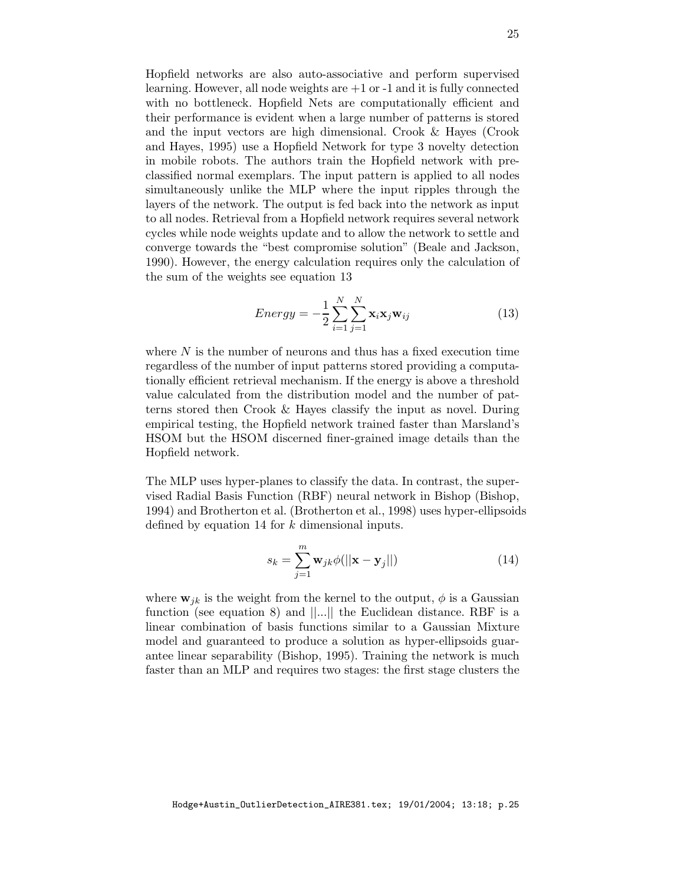Hopfield networks are also auto-associative and perform supervised learning. However, all node weights are +1 or -1 and it is fully connected with no bottleneck. Hopfield Nets are computationally efficient and their performance is evident when a large number of patterns is stored and the input vectors are high dimensional. Crook & Hayes (Crook and Hayes, 1995) use a Hopfield Network for type 3 novelty detection in mobile robots. The authors train the Hopfield network with pre-classified normal exemplars. The input pattern is applied to all nodes simultaneously unlike the MLP where the input ripples through the layers of the network. The output is fed back into the network as input to all nodes. Retrieval from a Hopfield network requires several network cycles while node weights update and to allow the network to settle and converge towards the "best compromise solution" (Beale and Jackson, 1990). However, the energy calculation requires only the calculation of the sum of the weights see equation 13

$$Energy = -\frac{1}{2}\sum_{i=1}^{N}\sum_{j=1}^{N}\mathbf{x}_i\mathbf{x}_j\mathbf{w}_{ij} \tag{13}$$

where $N$ is the number of neurons and thus has a fixed execution time regardless of the number of input patterns stored providing a computationally efficient retrieval mechanism. If the energy is above a threshold value calculated from the distribution model and the number of patterns stored then Crook & Hayes classify the input as novel. During empirical testing, the Hopfield network trained faster than Marsland's HSOM but the HSOM discerned finer-grained image details than the Hopfield network.

The MLP uses hyper-planes to classify the data. In contrast, the supervised Radial Basis Function (RBF) neural network in Bishop (Bishop, 1994) and Brotherton et al. (Brotherton et al., 1998) uses hyper-ellipsoids defined by equation 14 for $k$ dimensional inputs.

$$s_k = \sum_{j=1}^{m}\mathbf{w}_{jk}\phi(||\mathbf{x} - \mathbf{y}_j||) \tag{14}$$

where $\mathbf{w}_{jk}$ is the weight from the kernel to the output, $\phi$ is a Gaussian function (see equation 8) and $||...||$ the Euclidean distance. RBF is a linear combination of basis functions similar to a Gaussian Mixture model and guaranteed to produce a solution as hyper-ellipsoids guarantee linear separability (Bishop, 1995). Training the network is much faster than an MLP and requires two stages: the first stage clusters the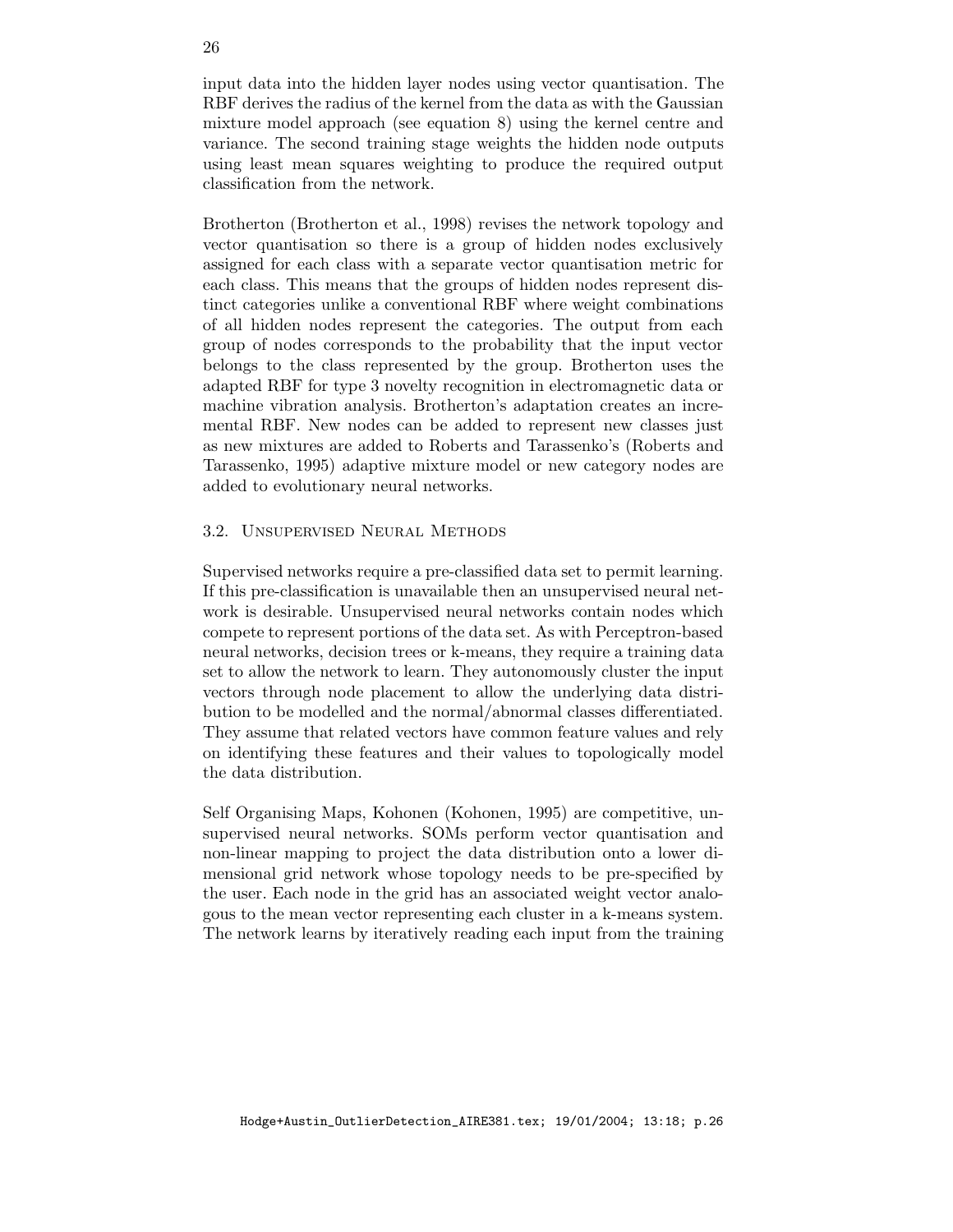input data into the hidden layer nodes using vector quantisation. The RBF derives the radius of the kernel from the data as with the Gaussian mixture model approach (see equation 8) using the kernel centre and variance. The second training stage weights the hidden node outputs using least mean squares weighting to produce the required output classification from the network.

Brotherton (Brotherton et al., 1998) revises the network topology and vector quantisation so there is a group of hidden nodes exclusively assigned for each class with a separate vector quantisation metric for each class. This means that the groups of hidden nodes represent distinct categories unlike a conventional RBF where weight combinations of all hidden nodes represent the categories. The output from each group of nodes corresponds to the probability that the input vector belongs to the class represented by the group. Brotherton uses the adapted RBF for type 3 novelty recognition in electromagnetic data or machine vibration analysis. Brotherton's adaptation creates an incremental RBF. New nodes can be added to represent new classes just as new mixtures are added to Roberts and Tarassenko's (Roberts and Tarassenko, 1995) adaptive mixture model or new category nodes are added to evolutionary neural networks.

### 3.2. Unsupervised Neural Methods

Supervised networks require a pre-classified data set to permit learning. If this pre-classification is unavailable then an unsupervised neural network is desirable. Unsupervised neural networks contain nodes which compete to represent portions of the data set. As with Perceptron-based neural networks, decision trees or k-means, they require a training data set to allow the network to learn. They autonomously cluster the input vectors through node placement to allow the underlying data distribution to be modelled and the normal/abnormal classes differentiated. They assume that related vectors have common feature values and rely on identifying these features and their values to topologically model the data distribution.

Self Organising Maps, Kohonen (Kohonen, 1995) are competitive, unsupervised neural networks. SOMs perform vector quantisation and non-linear mapping to project the data distribution onto a lower dimensional grid network whose topology needs to be pre-specified by the user. Each node in the grid has an associated weight vector analogous to the mean vector representing each cluster in a k-means system. The network learns by iteratively reading each input from the training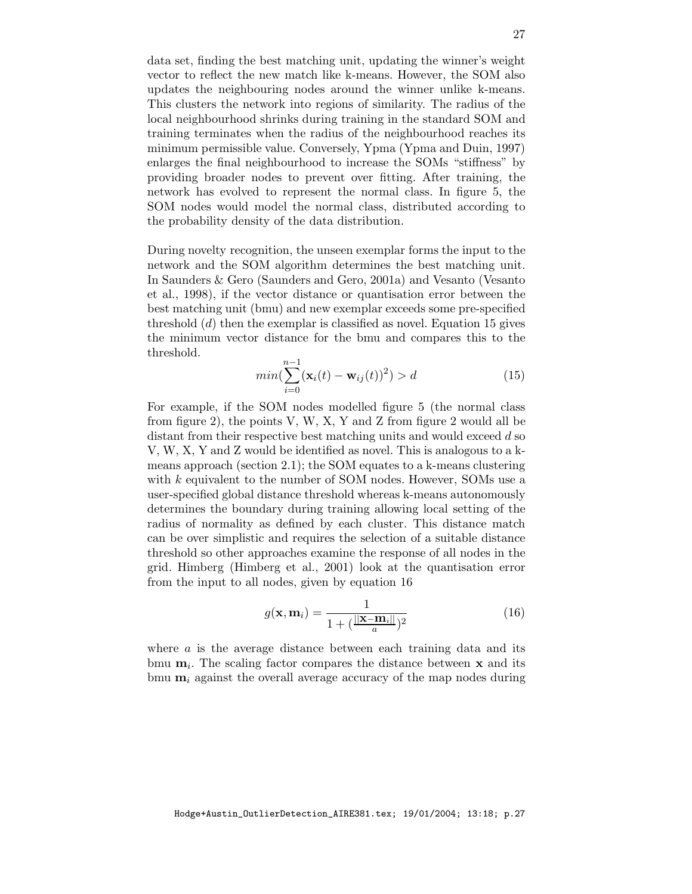data set, finding the best matching unit, updating the winner's weight vector to reflect the new match like k-means. However, the SOM also updates the neighbouring nodes around the winner unlike k-means. This clusters the network into regions of similarity. The radius of the local neighbourhood shrinks during training in the standard SOM and training terminates when the radius of the neighbourhood reaches its minimum permissible value. Conversely, Ypma (Ypma and Duin, 1997) enlarges the final neighbourhood to increase the SOMs "stiffness" by providing broader nodes to prevent over fitting. After training, the network has evolved to represent the normal class. In figure 5, the SOM nodes would model the normal class, distributed according to the probability density of the data distribution.

During novelty recognition, the unseen exemplar forms the input to the network and the SOM algorithm determines the best matching unit. In Saunders & Gero (Saunders and Gero, 2001a) and Vesanto (Vesanto et al., 1998), if the vector distance or quantisation error between the best matching unit (bmu) and new exemplar exceeds some pre-specified threshold ($d$) then the exemplar is classified as novel. Equation 15 gives the minimum vector distance for the bmu and compares this to the threshold.

$$min(\sum_{i=0}^{n-1}(\mathbf{x}_i(t) - \mathbf{w}_{ij}(t))^2) > d \quad (15)$$

For example, if the SOM nodes modelled figure 5 (the normal class from figure 2), the points V, W, X, Y and Z from figure 2 would all be distant from their respective best matching units and would exceed $d$ so V, W, X, Y and Z would be identified as novel. This is analogous to a k-means approach (section 2.1); the SOM equates to a k-means clustering with $k$ equivalent to the number of SOM nodes. However, SOMs use a user-specified global distance threshold whereas k-means autonomously determines the boundary during training allowing local setting of the radius of normality as defined by each cluster. This distance match can be over simplistic and requires the selection of a suitable distance threshold so other approaches examine the response of all nodes in the grid. Himberg (Himberg et al., 2001) look at the quantisation error from the input to all nodes, given by equation 16

$$g(\mathbf{x}, \mathbf{m}_i) = \frac{1}{1 + (\frac{||\mathbf{x} - \mathbf{m}_i||}{a})^2} \quad (16)$$

where $a$ is the average distance between each training data and its bmu $\mathbf{m}_i$. The scaling factor compares the distance between $\mathbf{x}$ and its bmu $\mathbf{m}_i$ against the overall average accuracy of the map nodes during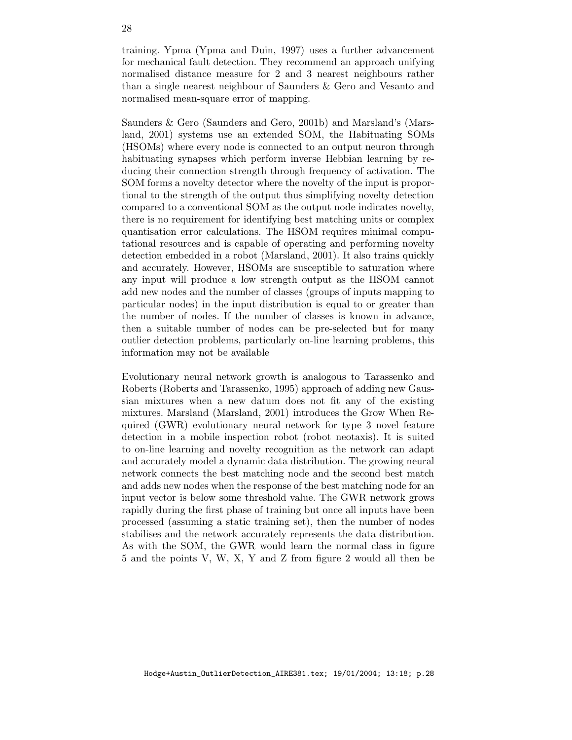training. Ypma (Ypma and Duin, 1997) uses a further advancement for mechanical fault detection. They recommend an approach unifying normalised distance measure for 2 and 3 nearest neighbours rather than a single nearest neighbour of Saunders & Gero and Vesanto and normalised mean-square error of mapping.

Saunders & Gero (Saunders and Gero, 2001b) and Marsland's (Marsland, 2001) systems use an extended SOM, the Habituating SOMs (HSOMs) where every node is connected to an output neuron through habituating synapses which perform inverse Hebbian learning by reducing their connection strength through frequency of activation. The SOM forms a novelty detector where the novelty of the input is proportional to the strength of the output thus simplifying novelty detection compared to a conventional SOM as the output node indicates novelty, there is no requirement for identifying best matching units or complex quantisation error calculations. The HSOM requires minimal computational resources and is capable of operating and performing novelty detection embedded in a robot (Marsland, 2001). It also trains quickly and accurately. However, HSOMs are susceptible to saturation where any input will produce a low strength output as the HSOM cannot add new nodes and the number of classes (groups of inputs mapping to particular nodes) in the input distribution is equal to or greater than the number of nodes. If the number of classes is known in advance, then a suitable number of nodes can be pre-selected but for many outlier detection problems, particularly on-line learning problems, this information may not be available

Evolutionary neural network growth is analogous to Tarassenko and Roberts (Roberts and Tarassenko, 1995) approach of adding new Gaussian mixtures when a new datum does not fit any of the existing mixtures. Marsland (Marsland, 2001) introduces the Grow When Required (GWR) evolutionary neural network for type 3 novel feature detection in a mobile inspection robot (robot neotaxis). It is suited to on-line learning and novelty recognition as the network can adapt and accurately model a dynamic data distribution. The growing neural network connects the best matching node and the second best match and adds new nodes when the response of the best matching node for an input vector is below some threshold value. The GWR network grows rapidly during the first phase of training but once all inputs have been processed (assuming a static training set), then the number of nodes stabilises and the network accurately represents the data distribution. As with the SOM, the GWR would learn the normal class in figure 5 and the points V, W, X, Y and Z from figure 2 would all then be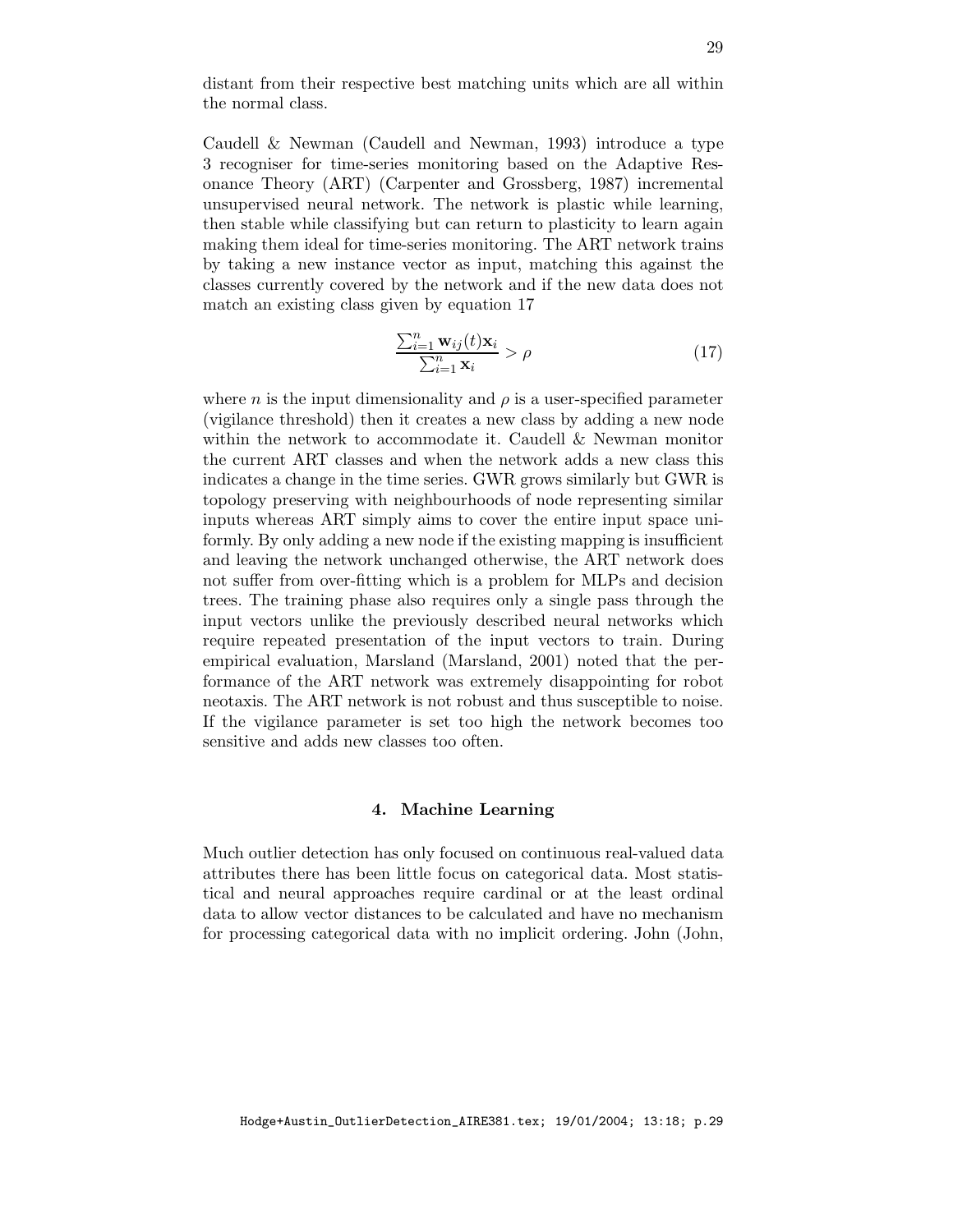distant from their respective best matching units which are all within the normal class.

Caudell & Newman (Caudell and Newman, 1993) introduce a type 3 recogniser for time-series monitoring based on the Adaptive Resonance Theory (ART) (Carpenter and Grossberg, 1987) incremental unsupervised neural network. The network is plastic while learning, then stable while classifying but can return to plasticity to learn again making them ideal for time-series monitoring. The ART network trains by taking a new instance vector as input, matching this against the classes currently covered by the network and if the new data does not match an existing class given by equation 17

$$\frac{\sum_{i=1}^{n} \mathbf{w}_{ij}(t)\mathbf{x}_i}{\sum_{i=1}^{n} \mathbf{x}_i} > \rho \tag{17}$$

where $n$ is the input dimensionality and $\rho$ is a user-specified parameter (vigilance threshold) then it creates a new class by adding a new node within the network to accommodate it. Caudell & Newman monitor the current ART classes and when the network adds a new class this indicates a change in the time series. GWR grows similarly but GWR is topology preserving with neighbourhoods of node representing similar inputs whereas ART simply aims to cover the entire input space uniformly. By only adding a new node if the existing mapping is insufficient and leaving the network unchanged otherwise, the ART network does not suffer from over-fitting which is a problem for MLPs and decision trees. The training phase also requires only a single pass through the input vectors unlike the previously described neural networks which require repeated presentation of the input vectors to train. During empirical evaluation, Marsland (Marsland, 2001) noted that the performance of the ART network was extremely disappointing for robot neotaxis. The ART network is not robust and thus susceptible to noise. If the vigilance parameter is set too high the network becomes too sensitive and adds new classes too often.

## 4. Machine Learning

Much outlier detection has only focused on continuous real-valued data attributes there has been little focus on categorical data. Most statistical and neural approaches require cardinal or at the least ordinal data to allow vector distances to be calculated and have no mechanism for processing categorical data with no implicit ordering. John (John,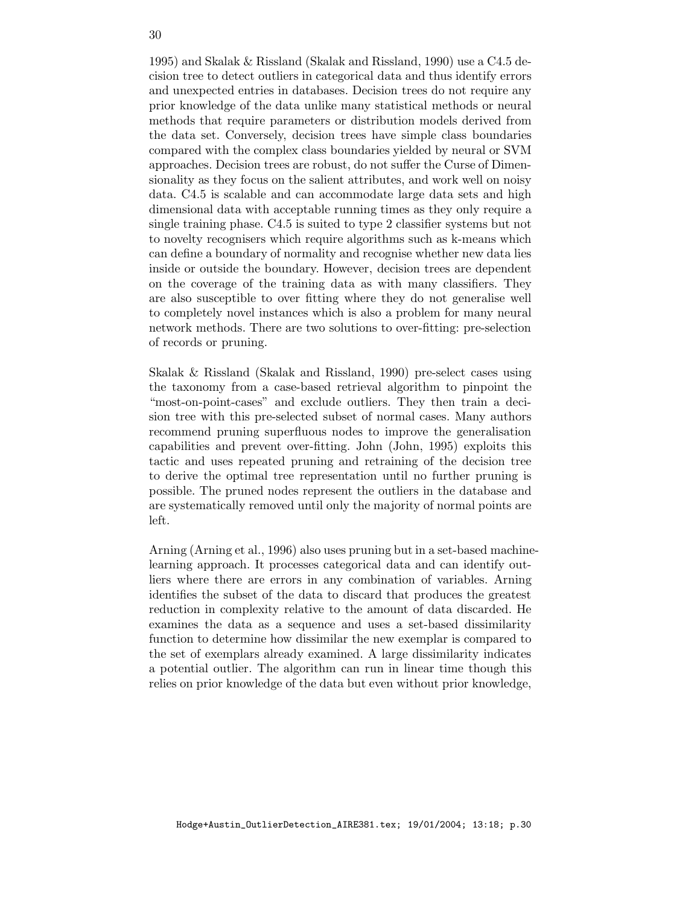1995) and Skalak & Rissland (Skalak and Rissland, 1990) use a C4.5 decision tree to detect outliers in categorical data and thus identify errors and unexpected entries in databases. Decision trees do not require any prior knowledge of the data unlike many statistical methods or neural methods that require parameters or distribution models derived from the data set. Conversely, decision trees have simple class boundaries compared with the complex class boundaries yielded by neural or SVM approaches. Decision trees are robust, do not suffer the Curse of Dimensionality as they focus on the salient attributes, and work well on noisy data. C4.5 is scalable and can accommodate large data sets and high dimensional data with acceptable running times as they only require a single training phase. C4.5 is suited to type 2 classifier systems but not to novelty recognisers which require algorithms such as k-means which can define a boundary of normality and recognise whether new data lies inside or outside the boundary. However, decision trees are dependent on the coverage of the training data as with many classifiers. They are also susceptible to over fitting where they do not generalise well to completely novel instances which is also a problem for many neural network methods. There are two solutions to over-fitting: pre-selection of records or pruning.

Skalak & Rissland (Skalak and Rissland, 1990) pre-select cases using the taxonomy from a case-based retrieval algorithm to pinpoint the "most-on-point-cases" and exclude outliers. They then train a decision tree with this pre-selected subset of normal cases. Many authors recommend pruning superfluous nodes to improve the generalisation capabilities and prevent over-fitting. John (John, 1995) exploits this tactic and uses repeated pruning and retraining of the decision tree to derive the optimal tree representation until no further pruning is possible. The pruned nodes represent the outliers in the database and are systematically removed until only the majority of normal points are left.

Arning (Arning et al., 1996) also uses pruning but in a set-based machine-learning approach. It processes categorical data and can identify outliers where there are errors in any combination of variables. Arning identifies the subset of the data to discard that produces the greatest reduction in complexity relative to the amount of data discarded. He examines the data as a sequence and uses a set-based dissimilarity function to determine how dissimilar the new exemplar is compared to the set of exemplars already examined. A large dissimilarity indicates a potential outlier. The algorithm can run in linear time though this relies on prior knowledge of the data but even without prior knowledge,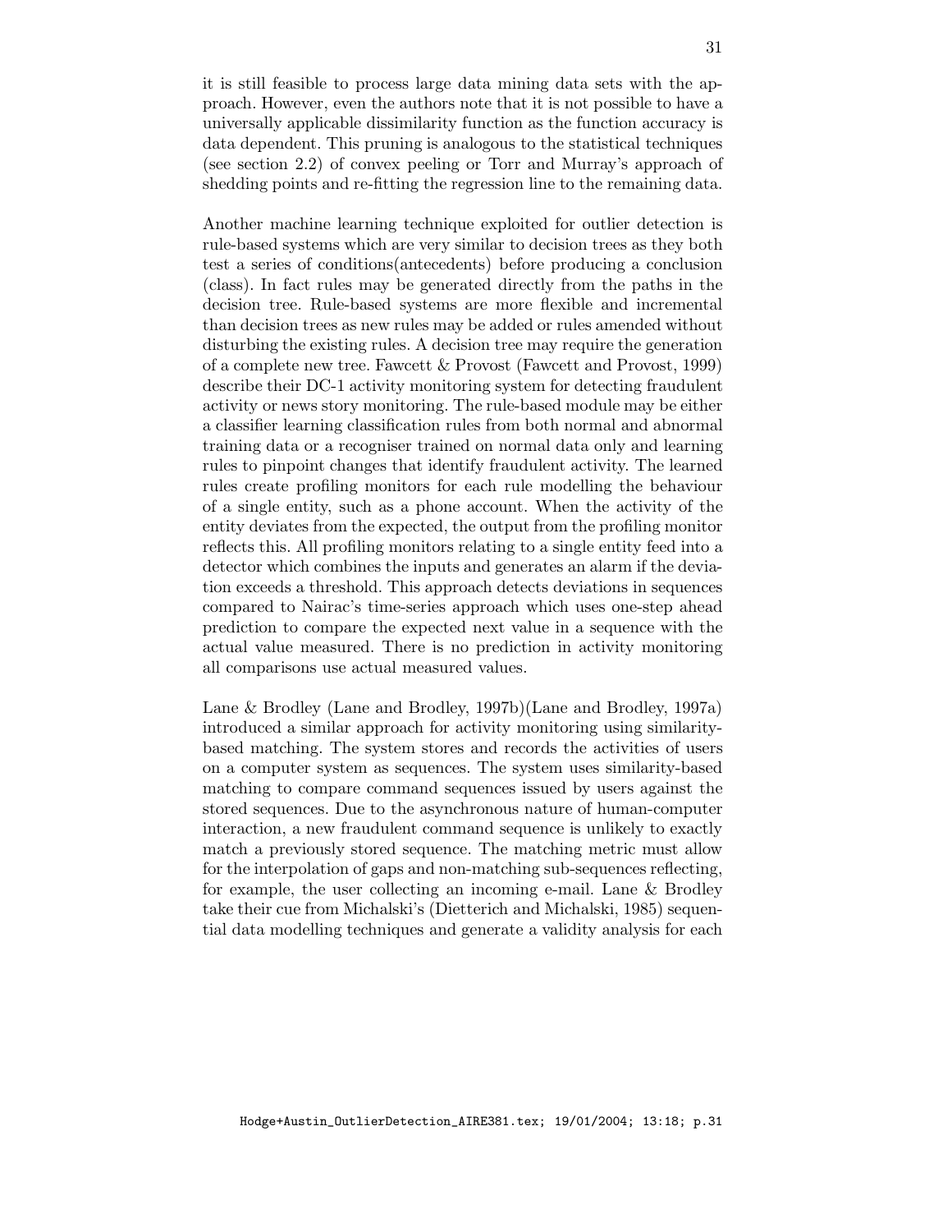it is still feasible to process large data mining data sets with the approach. However, even the authors note that it is not possible to have a universally applicable dissimilarity function as the function accuracy is data dependent. This pruning is analogous to the statistical techniques (see section 2.2) of convex peeling or Torr and Murray's approach of shedding points and re-fitting the regression line to the remaining data.

Another machine learning technique exploited for outlier detection is rule-based systems which are very similar to decision trees as they both test a series of conditions(antecedents) before producing a conclusion (class). In fact rules may be generated directly from the paths in the decision tree. Rule-based systems are more flexible and incremental than decision trees as new rules may be added or rules amended without disturbing the existing rules. A decision tree may require the generation of a complete new tree. Fawcett & Provost (Fawcett and Provost, 1999) describe their DC-1 activity monitoring system for detecting fraudulent activity or news story monitoring. The rule-based module may be either a classifier learning classification rules from both normal and abnormal training data or a recogniser trained on normal data only and learning rules to pinpoint changes that identify fraudulent activity. The learned rules create profiling monitors for each rule modelling the behaviour of a single entity, such as a phone account. When the activity of the entity deviates from the expected, the output from the profiling monitor reflects this. All profiling monitors relating to a single entity feed into a detector which combines the inputs and generates an alarm if the deviation exceeds a threshold. This approach detects deviations in sequences compared to Nairac's time-series approach which uses one-step ahead prediction to compare the expected next value in a sequence with the actual value measured. There is no prediction in activity monitoring all comparisons use actual measured values.

Lane & Brodley (Lane and Brodley, 1997b)(Lane and Brodley, 1997a) introduced a similar approach for activity monitoring using similarity-based matching. The system stores and records the activities of users on a computer system as sequences. The system uses similarity-based matching to compare command sequences issued by users against the stored sequences. Due to the asynchronous nature of human-computer interaction, a new fraudulent command sequence is unlikely to exactly match a previously stored sequence. The matching metric must allow for the interpolation of gaps and non-matching sub-sequences reflecting, for example, the user collecting an incoming e-mail. Lane & Brodley take their cue from Michalski's (Dietterich and Michalski, 1985) sequential data modelling techniques and generate a validity analysis for each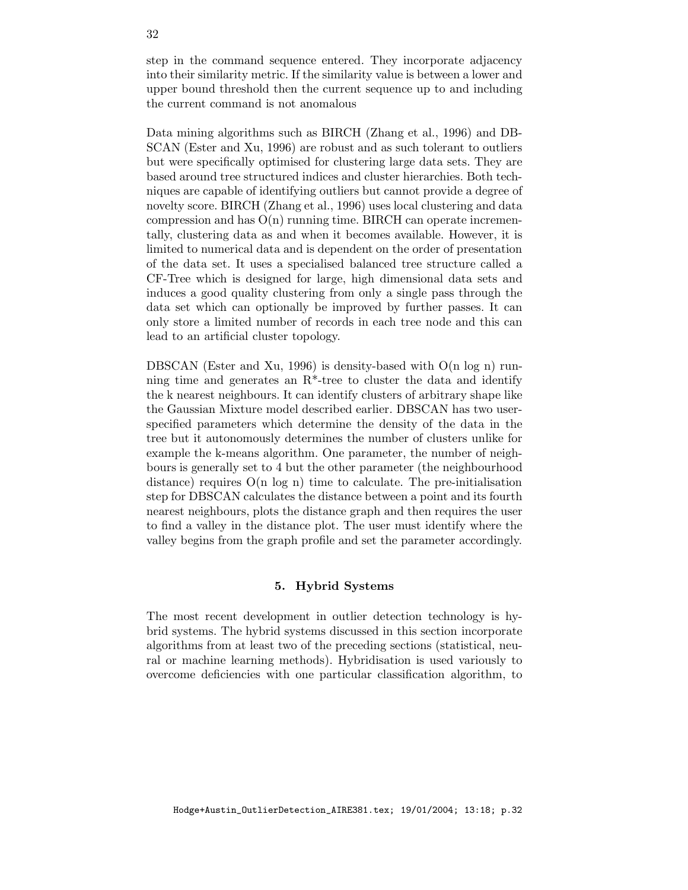step in the command sequence entered. They incorporate adjacency into their similarity metric. If the similarity value is between a lower and upper bound threshold then the current sequence up to and including the current command is not anomalous

Data mining algorithms such as BIRCH (Zhang et al., 1996) and DBSCAN (Ester and Xu, 1996) are robust and as such tolerant to outliers but were specifically optimised for clustering large data sets. They are based around tree structured indices and cluster hierarchies. Both techniques are capable of identifying outliers but cannot provide a degree of novelty score. BIRCH (Zhang et al., 1996) uses local clustering and data compression and has O(n) running time. BIRCH can operate incrementally, clustering data as and when it becomes available. However, it is limited to numerical data and is dependent on the order of presentation of the data set. It uses a specialised balanced tree structure called a CF-Tree which is designed for large, high dimensional data sets and induces a good quality clustering from only a single pass through the data set which can optionally be improved by further passes. It can only store a limited number of records in each tree node and this can lead to an artificial cluster topology.

DBSCAN (Ester and Xu, 1996) is density-based with O(n log n) running time and generates an R*-tree to cluster the data and identify the k nearest neighbours. It can identify clusters of arbitrary shape like the Gaussian Mixture model described earlier. DBSCAN has two user-specified parameters which determine the density of the data in the tree but it autonomously determines the number of clusters unlike for example the k-means algorithm. One parameter, the number of neighbours is generally set to 4 but the other parameter (the neighbourhood distance) requires O(n log n) time to calculate. The pre-initialisation step for DBSCAN calculates the distance between a point and its fourth nearest neighbours, plots the distance graph and then requires the user to find a valley in the distance plot. The user must identify where the valley begins from the graph profile and set the parameter accordingly.

## 5. Hybrid Systems

The most recent development in outlier detection technology is hybrid systems. The hybrid systems discussed in this section incorporate algorithms from at least two of the preceding sections (statistical, neural or machine learning methods). Hybridisation is used variously to overcome deficiencies with one particular classification algorithm, to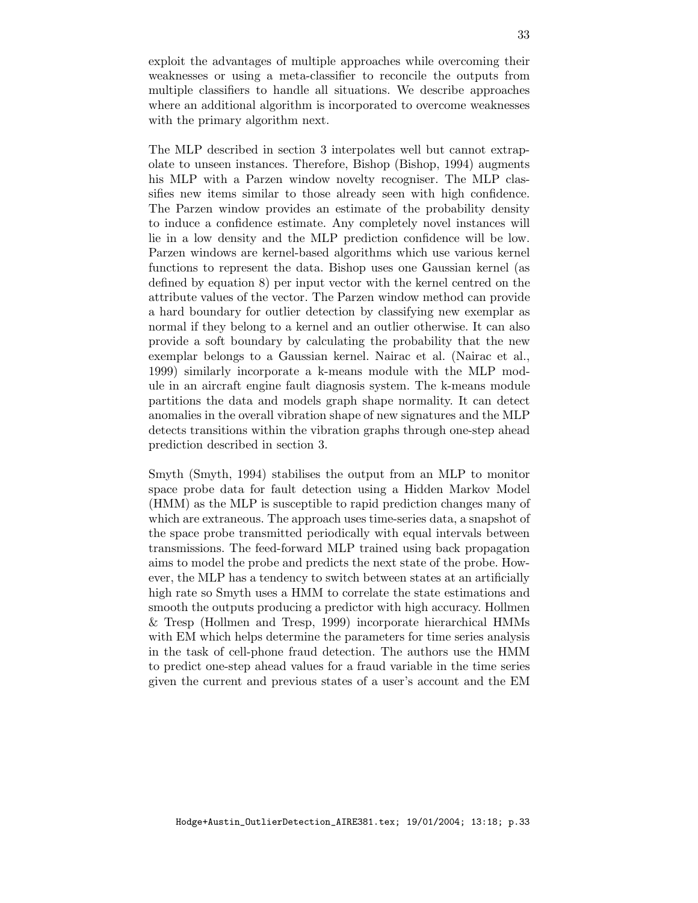exploit the advantages of multiple approaches while overcoming their weaknesses or using a meta-classifier to reconcile the outputs from multiple classifiers to handle all situations. We describe approaches where an additional algorithm is incorporated to overcome weaknesses with the primary algorithm next.

The MLP described in section 3 interpolates well but cannot extrapolate to unseen instances. Therefore, Bishop (Bishop, 1994) augments his MLP with a Parzen window novelty recogniser. The MLP classifies new items similar to those already seen with high confidence. The Parzen window provides an estimate of the probability density to induce a confidence estimate. Any completely novel instances will lie in a low density and the MLP prediction confidence will be low. Parzen windows are kernel-based algorithms which use various kernel functions to represent the data. Bishop uses one Gaussian kernel (as defined by equation 8) per input vector with the kernel centred on the attribute values of the vector. The Parzen window method can provide a hard boundary for outlier detection by classifying new exemplar as normal if they belong to a kernel and an outlier otherwise. It can also provide a soft boundary by calculating the probability that the new exemplar belongs to a Gaussian kernel. Nairac et al. (Nairac et al., 1999) similarly incorporate a k-means module with the MLP module in an aircraft engine fault diagnosis system. The k-means module partitions the data and models graph shape normality. It can detect anomalies in the overall vibration shape of new signatures and the MLP detects transitions within the vibration graphs through one-step ahead prediction described in section 3.

Smyth (Smyth, 1994) stabilises the output from an MLP to monitor space probe data for fault detection using a Hidden Markov Model (HMM) as the MLP is susceptible to rapid prediction changes many of which are extraneous. The approach uses time-series data, a snapshot of the space probe transmitted periodically with equal intervals between transmissions. The feed-forward MLP trained using back propagation aims to model the probe and predicts the next state of the probe. However, the MLP has a tendency to switch between states at an artificially high rate so Smyth uses a HMM to correlate the state estimations and smooth the outputs producing a predictor with high accuracy. Hollmen & Tresp (Hollmen and Tresp, 1999) incorporate hierarchical HMMs with EM which helps determine the parameters for time series analysis in the task of cell-phone fraud detection. The authors use the HMM to predict one-step ahead values for a fraud variable in the time series given the current and previous states of a user's account and the EM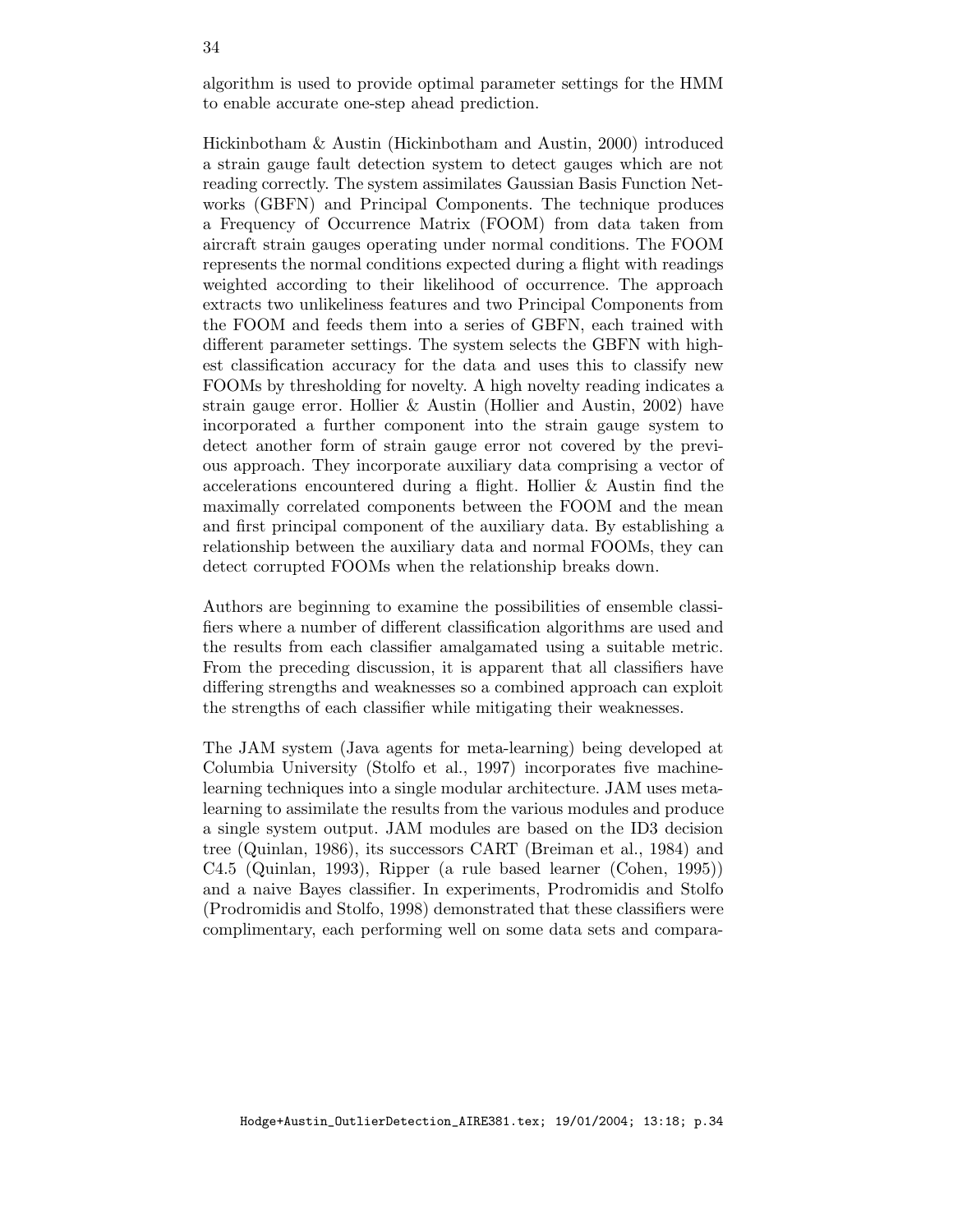algorithm is used to provide optimal parameter settings for the HMM to enable accurate one-step ahead prediction.

Hickinbotham & Austin (Hickinbotham and Austin, 2000) introduced a strain gauge fault detection system to detect gauges which are not reading correctly. The system assimilates Gaussian Basis Function Networks (GBFN) and Principal Components. The technique produces a Frequency of Occurrence Matrix (FOOM) from data taken from aircraft strain gauges operating under normal conditions. The FOOM represents the normal conditions expected during a flight with readings weighted according to their likelihood of occurrence. The approach extracts two unlikeliness features and two Principal Components from the FOOM and feeds them into a series of GBFN, each trained with different parameter settings. The system selects the GBFN with highest classification accuracy for the data and uses this to classify new FOOMs by thresholding for novelty. A high novelty reading indicates a strain gauge error. Hollier & Austin (Hollier and Austin, 2002) have incorporated a further component into the strain gauge system to detect another form of strain gauge error not covered by the previous approach. They incorporate auxiliary data comprising a vector of accelerations encountered during a flight. Hollier & Austin find the maximally correlated components between the FOOM and the mean and first principal component of the auxiliary data. By establishing a relationship between the auxiliary data and normal FOOMs, they can detect corrupted FOOMs when the relationship breaks down.

Authors are beginning to examine the possibilities of ensemble classifiers where a number of different classification algorithms are used and the results from each classifier amalgamated using a suitable metric. From the preceding discussion, it is apparent that all classifiers have differing strengths and weaknesses so a combined approach can exploit the strengths of each classifier while mitigating their weaknesses.

The JAM system (Java agents for meta-learning) being developed at Columbia University (Stolfo et al., 1997) incorporates five machine-learning techniques into a single modular architecture. JAM uses meta-learning to assimilate the results from the various modules and produce a single system output. JAM modules are based on the ID3 decision tree (Quinlan, 1986), its successors CART (Breiman et al., 1984) and C4.5 (Quinlan, 1993), Ripper (a rule based learner (Cohen, 1995)) and a naive Bayes classifier. In experiments, Prodromidis and Stolfo (Prodromidis and Stolfo, 1998) demonstrated that these classifiers were complimentary, each performing well on some data sets and compara-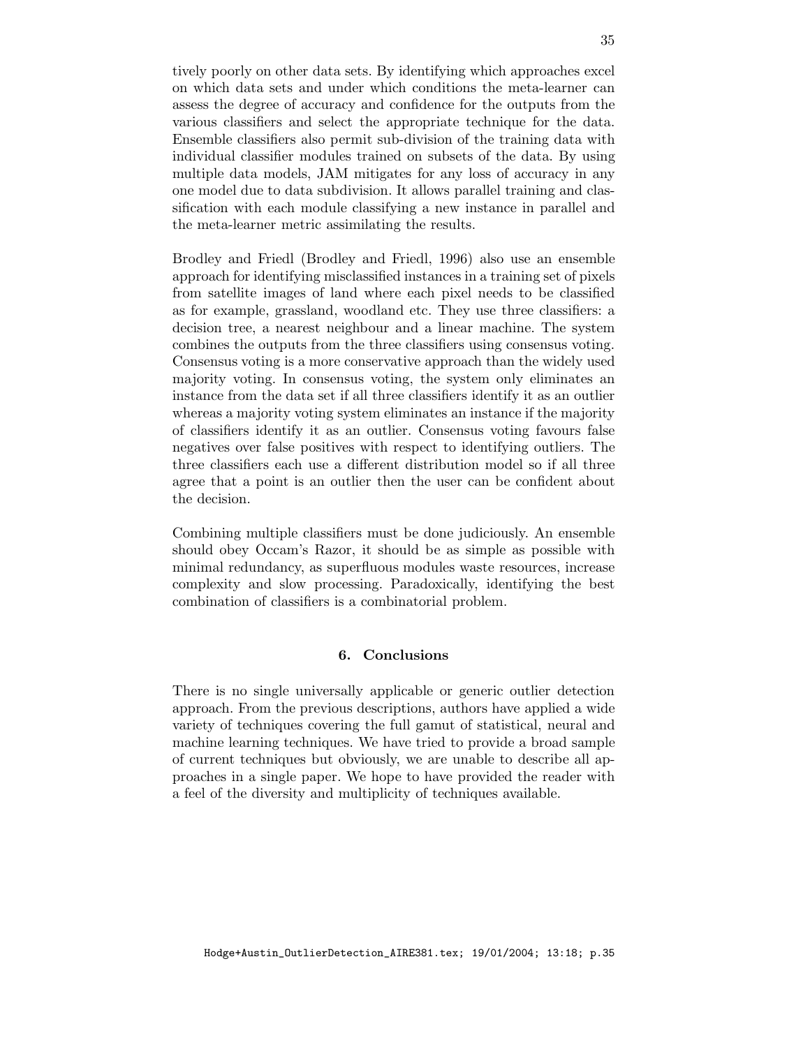tively poorly on other data sets. By identifying which approaches excel on which data sets and under which conditions the meta-learner can assess the degree of accuracy and confidence for the outputs from the various classifiers and select the appropriate technique for the data. Ensemble classifiers also permit sub-division of the training data with individual classifier modules trained on subsets of the data. By using multiple data models, JAM mitigates for any loss of accuracy in any one model due to data subdivision. It allows parallel training and classification with each module classifying a new instance in parallel and the meta-learner metric assimilating the results.

Brodley and Friedl (Brodley and Friedl, 1996) also use an ensemble approach for identifying misclassified instances in a training set of pixels from satellite images of land where each pixel needs to be classified as for example, grassland, woodland etc. They use three classifiers: a decision tree, a nearest neighbour and a linear machine. The system combines the outputs from the three classifiers using consensus voting. Consensus voting is a more conservative approach than the widely used majority voting. In consensus voting, the system only eliminates an instance from the data set if all three classifiers identify it as an outlier whereas a majority voting system eliminates an instance if the majority of classifiers identify it as an outlier. Consensus voting favours false negatives over false positives with respect to identifying outliers. The three classifiers each use a different distribution model so if all three agree that a point is an outlier then the user can be confident about the decision.

Combining multiple classifiers must be done judiciously. An ensemble should obey Occam's Razor, it should be as simple as possible with minimal redundancy, as superfluous modules waste resources, increase complexity and slow processing. Paradoxically, identifying the best combination of classifiers is a combinatorial problem.

## 6. Conclusions

There is no single universally applicable or generic outlier detection approach. From the previous descriptions, authors have applied a wide variety of techniques covering the full gamut of statistical, neural and machine learning techniques. We have tried to provide a broad sample of current techniques but obviously, we are unable to describe all approaches in a single paper. We hope to have provided the reader with a feel of the diversity and multiplicity of techniques available.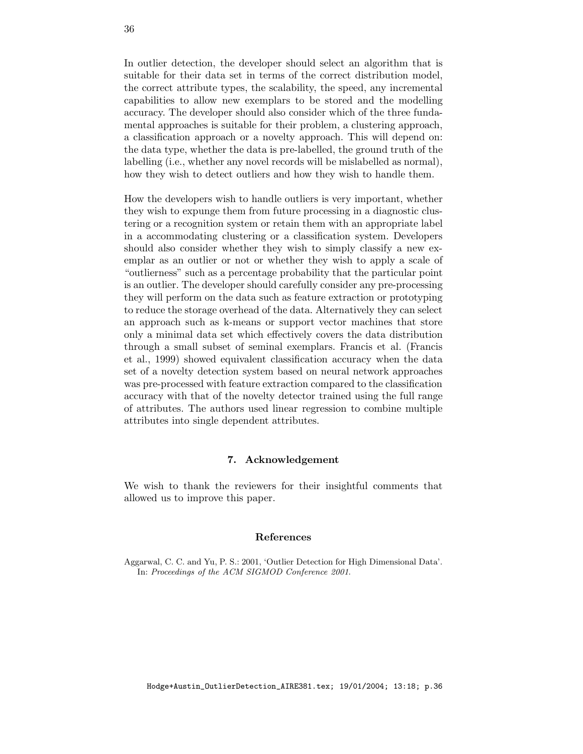In outlier detection, the developer should select an algorithm that is suitable for their data set in terms of the correct distribution model, the correct attribute types, the scalability, the speed, any incremental capabilities to allow new exemplars to be stored and the modelling accuracy. The developer should also consider which of the three fundamental approaches is suitable for their problem, a clustering approach, a classification approach or a novelty approach. This will depend on: the data type, whether the data is pre-labelled, the ground truth of the labelling (i.e., whether any novel records will be mislabelled as normal), how they wish to detect outliers and how they wish to handle them.

How the developers wish to handle outliers is very important, whether they wish to expunge them from future processing in a diagnostic clustering or a recognition system or retain them with an appropriate label in a accommodating clustering or a classification system. Developers should also consider whether they wish to simply classify a new exemplar as an outlier or not or whether they wish to apply a scale of "outlierness" such as a percentage probability that the particular point is an outlier. The developer should carefully consider any pre-processing they will perform on the data such as feature extraction or prototyping to reduce the storage overhead of the data. Alternatively they can select an approach such as k-means or support vector machines that store only a minimal data set which effectively covers the data distribution through a small subset of seminal exemplars. Francis et al. (Francis et al., 1999) showed equivalent classification accuracy when the data set of a novelty detection system based on neural network approaches was pre-processed with feature extraction compared to the classification accuracy with that of the novelty detector trained using the full range of attributes. The authors used linear regression to combine multiple attributes into single dependent attributes.

## 7. Acknowledgement

We wish to thank the reviewers for their insightful comments that allowed us to improve this paper.

## References

Aggarwal, C. C. and Yu, P. S.: 2001, 'Outlier Detection for High Dimensional Data'. In: *Proceedings of the ACM SIGMOD Conference 2001.*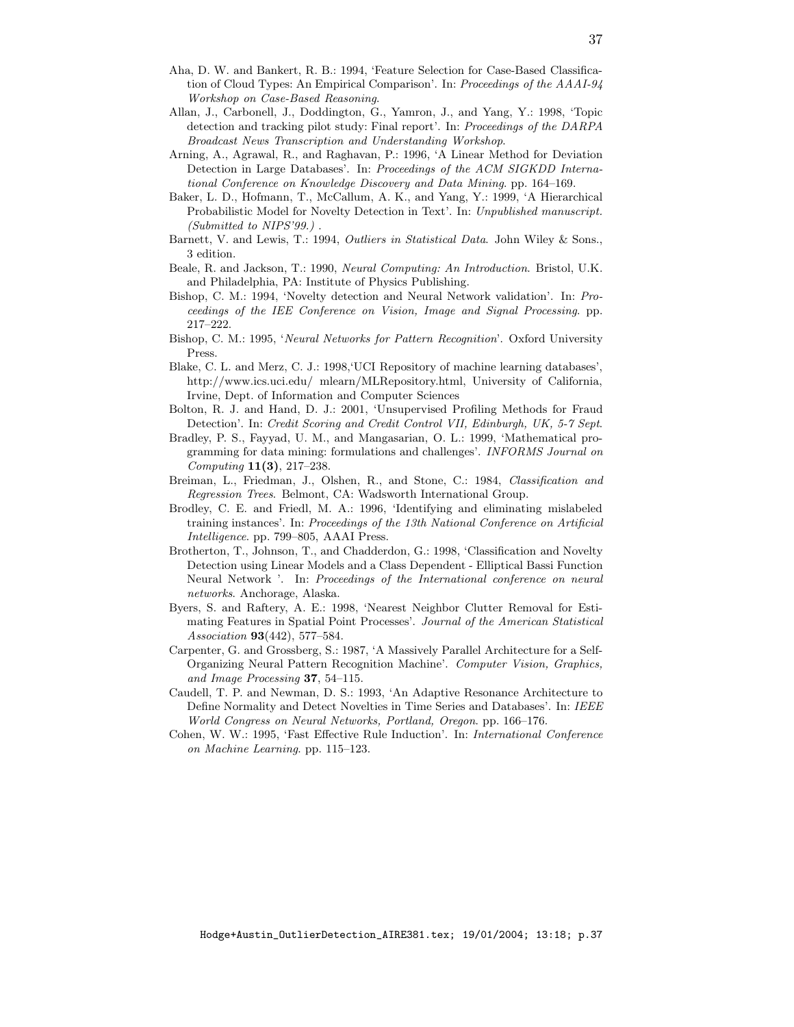Aha, D. W. and Bankert, R. B.: 1994, 'Feature Selection for Case-Based Classification of Cloud Types: An Empirical Comparison'. In: *Proceedings of the AAAI-94 Workshop on Case-Based Reasoning*.

Allan, J., Carbonell, J., Doddington, G., Yamron, J., and Yang, Y.: 1998, 'Topic detection and tracking pilot study: Final report'. In: *Proceedings of the DARPA Broadcast News Transcription and Understanding Workshop*.

Arning, A., Agrawal, R., and Raghavan, P.: 1996, 'A Linear Method for Deviation Detection in Large Databases'. In: *Proceedings of the ACM SIGKDD International Conference on Knowledge Discovery and Data Mining*. pp. 164–169.

Baker, L. D., Hofmann, T., McCallum, A. K., and Yang, Y.: 1999, 'A Hierarchical Probabilistic Model for Novelty Detection in Text'. In: *Unpublished manuscript. (Submitted to NIPS'99.)* .

Barnett, V. and Lewis, T.: 1994, *Outliers in Statistical Data*. John Wiley & Sons., 3 edition.

Beale, R. and Jackson, T.: 1990, *Neural Computing: An Introduction*. Bristol, U.K. and Philadelphia, PA: Institute of Physics Publishing.

Bishop, C. M.: 1994, 'Novelty detection and Neural Network validation'. In: *Proceedings of the IEE Conference on Vision, Image and Signal Processing*. pp. 217–222.

Bishop, C. M.: 1995, '*Neural Networks for Pattern Recognition*'. Oxford University Press.

Blake, C. L. and Merz, C. J.: 1998,'UCI Repository of machine learning databases', http://www.ics.uci.edu/ mlearn/MLRepository.html, University of California, Irvine, Dept. of Information and Computer Sciences

Bolton, R. J. and Hand, D. J.: 2001, 'Unsupervised Profiling Methods for Fraud Detection'. In: *Credit Scoring and Credit Control VII, Edinburgh, UK, 5-7 Sept*.

Bradley, P. S., Fayyad, U. M., and Mangasarian, O. L.: 1999, 'Mathematical programming for data mining: formulations and challenges'. *INFORMS Journal on Computing* **11(3)**, 217–238.

Breiman, L., Friedman, J., Olshen, R., and Stone, C.: 1984, *Classification and Regression Trees*. Belmont, CA: Wadsworth International Group.

Brodley, C. E. and Friedl, M. A.: 1996, 'Identifying and eliminating mislabeled training instances'. In: *Proceedings of the 13th National Conference on Artificial Intelligence*. pp. 799–805, AAAI Press.

Brotherton, T., Johnson, T., and Chadderdon, G.: 1998, 'Classification and Novelty Detection using Linear Models and a Class Dependent - Elliptical Bassi Function Neural Network '. In: *Proceedings of the International conference on neural networks*. Anchorage, Alaska.

Byers, S. and Raftery, A. E.: 1998, 'Nearest Neighbor Clutter Removal for Estimating Features in Spatial Point Processes'. *Journal of the American Statistical Association* **93**(442), 577–584.

Carpenter, G. and Grossberg, S.: 1987, 'A Massively Parallel Architecture for a Self-Organizing Neural Pattern Recognition Machine'. *Computer Vision, Graphics, and Image Processing* **37**, 54–115.

Caudell, T. P. and Newman, D. S.: 1993, 'An Adaptive Resonance Architecture to Define Normality and Detect Novelties in Time Series and Databases'. In: *IEEE World Congress on Neural Networks, Portland, Oregon*. pp. 166–176.

Cohen, W. W.: 1995, 'Fast Effective Rule Induction'. In: *International Conference on Machine Learning*. pp. 115–123.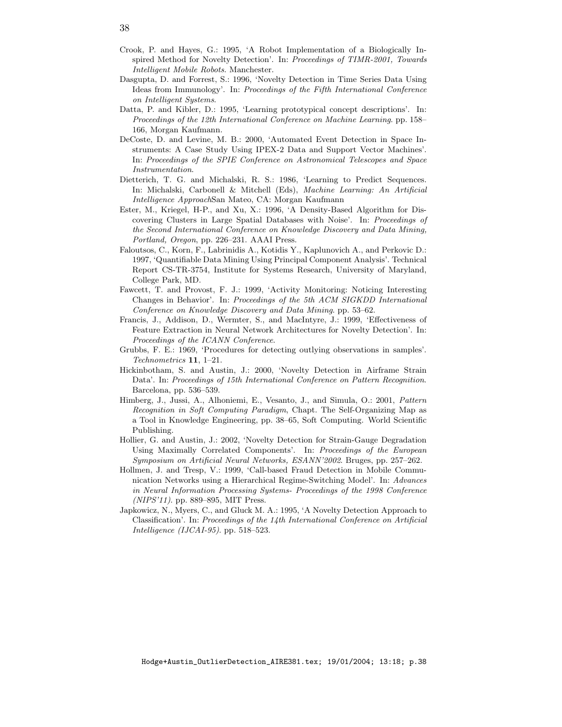Crook, P. and Hayes, G.: 1995, 'A Robot Implementation of a Biologically Inspired Method for Novelty Detection'. In: *Proceedings of TIMR-2001, Towards Intelligent Mobile Robots*. Manchester.

Dasgupta, D. and Forrest, S.: 1996, 'Novelty Detection in Time Series Data Using Ideas from Immunology'. In: *Proceedings of the Fifth International Conference on Intelligent Systems*.

Datta, P. and Kibler, D.: 1995, 'Learning prototypical concept descriptions'. In: *Proceedings of the 12th International Conference on Machine Learning*. pp. 158–166, Morgan Kaufmann.

DeCoste, D. and Levine, M. B.: 2000, 'Automated Event Detection in Space Instruments: A Case Study Using IPEX-2 Data and Support Vector Machines'. In: *Proceedings of the SPIE Conference on Astronomical Telescopes and Space Instrumentation*.

Dietterich, T. G. and Michalski, R. S.: 1986, 'Learning to Predict Sequences. In: Michalski, Carbonell & Mitchell (Eds), *Machine Learning: An Artificial Intelligence Approach*San Mateo, CA: Morgan Kaufmann

Ester, M., Kriegel, H-P., and Xu, X.: 1996, 'A Density-Based Algorithm for Discovering Clusters in Large Spatial Databases with Noise'. In: *Proceedings of the Second International Conference on Knowledge Discovery and Data Mining, Portland, Oregon*, pp. 226–231. AAAI Press.

Faloutsos, C., Korn, F., Labrinidis A., Kotidis Y., Kaplunovich A., and Perkovic D.: 1997, 'Quantifiable Data Mining Using Principal Component Analysis'. Technical Report CS-TR-3754, Institute for Systems Research, University of Maryland, College Park, MD.

Fawcett, T. and Provost, F. J.: 1999, 'Activity Monitoring: Noticing Interesting Changes in Behavior'. In: *Proceedings of the 5th ACM SIGKDD International Conference on Knowledge Discovery and Data Mining*. pp. 53–62.

Francis, J., Addison, D., Wermter, S., and MacIntyre, J.: 1999, 'Effectiveness of Feature Extraction in Neural Network Architectures for Novelty Detection'. In: *Proceedings of the ICANN Conference*.

Grubbs, F. E.: 1969, 'Procedures for detecting outlying observations in samples'. *Technometrics* **11**, 1–21.

Hickinbotham, S. and Austin, J.: 2000, 'Novelty Detection in Airframe Strain Data'. In: *Proceedings of 15th International Conference on Pattern Recognition*. Barcelona, pp. 536–539.

Himberg, J., Jussi, A., Alhoniemi, E., Vesanto, J., and Simula, O.: 2001, *Pattern Recognition in Soft Computing Paradigm*, Chapt. The Self-Organizing Map as a Tool in Knowledge Engineering, pp. 38–65, Soft Computing. World Scientific Publishing.

Hollier, G. and Austin, J.: 2002, 'Novelty Detection for Strain-Gauge Degradation Using Maximally Correlated Components'. In: *Proceedings of the European Symposium on Artificial Neural Networks, ESANN'2002*. Bruges, pp. 257–262.

Hollmen, J. and Tresp, V.: 1999, 'Call-based Fraud Detection in Mobile Communication Networks using a Hierarchical Regime-Switching Model'. In: *Advances in Neural Information Processing Systems- Proceedings of the 1998 Conference (NIPS'11)*. pp. 889–895, MIT Press.

Japkowicz, N., Myers, C., and Gluck M. A.: 1995, 'A Novelty Detection Approach to Classification'. In: *Proceedings of the 14th International Conference on Artificial Intelligence (IJCAI-95)*. pp. 518–523.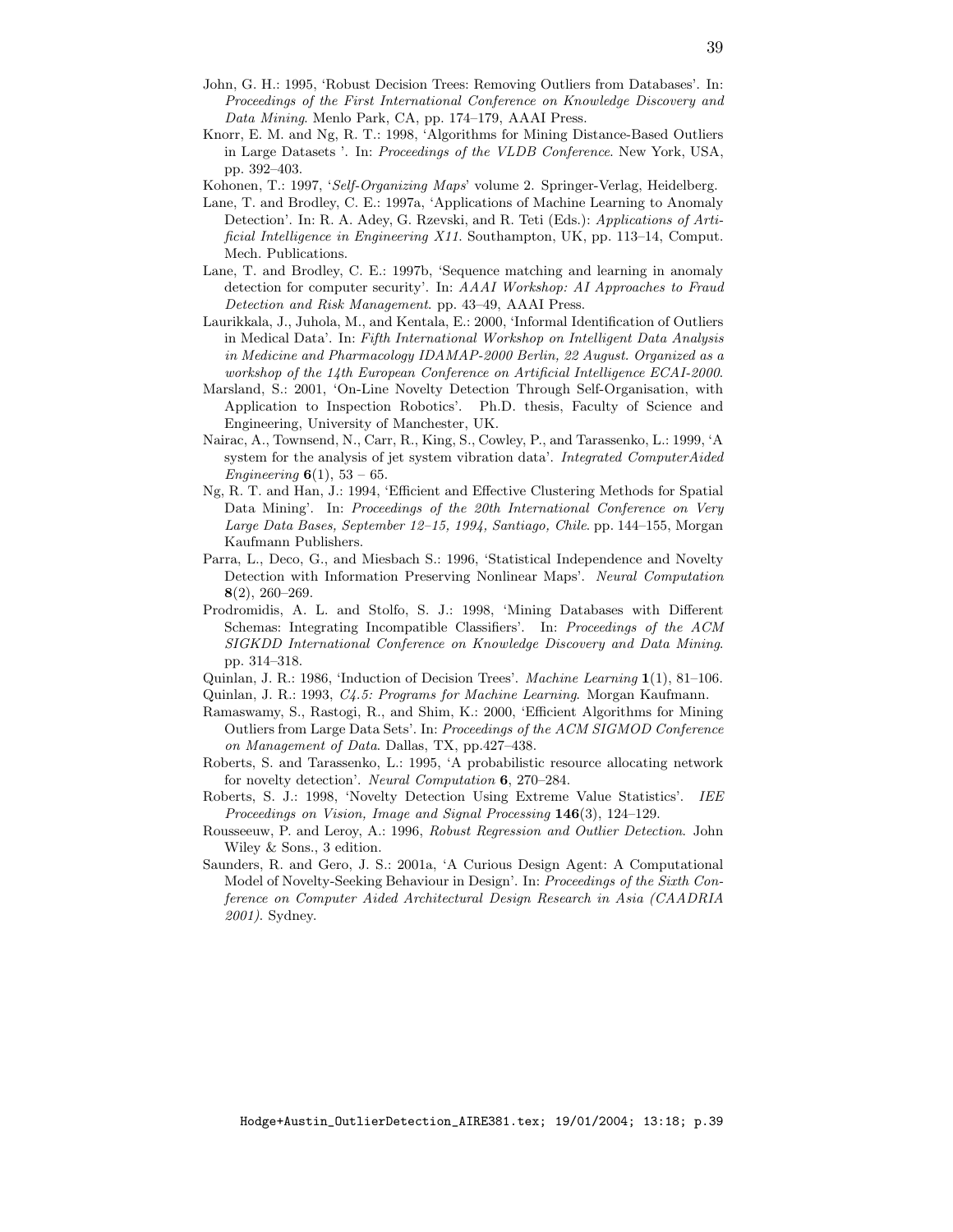John, G. H.: 1995, 'Robust Decision Trees: Removing Outliers from Databases'. In: *Proceedings of the First International Conference on Knowledge Discovery and Data Mining*. Menlo Park, CA, pp. 174–179, AAAI Press.

Knorr, E. M. and Ng, R. T.: 1998, 'Algorithms for Mining Distance-Based Outliers in Large Datasets '. In: *Proceedings of the VLDB Conference*. New York, USA, pp. 392–403.

Kohonen, T.: 1997, '*Self-Organizing Maps*' volume 2. Springer-Verlag, Heidelberg.

Lane, T. and Brodley, C. E.: 1997a, 'Applications of Machine Learning to Anomaly Detection'. In: R. A. Adey, G. Rzevski, and R. Teti (Eds.): *Applications of Artificial Intelligence in Engineering X11*. Southampton, UK, pp. 113–14, Comput. Mech. Publications.

Lane, T. and Brodley, C. E.: 1997b, 'Sequence matching and learning in anomaly detection for computer security'. In: *AAAI Workshop: AI Approaches to Fraud Detection and Risk Management*. pp. 43–49, AAAI Press.

Laurikkala, J., Juhola, M., and Kentala, E.: 2000, 'Informal Identification of Outliers in Medical Data'. In: *Fifth International Workshop on Intelligent Data Analysis in Medicine and Pharmacology IDAMAP-2000 Berlin, 22 August. Organized as a workshop of the 14th European Conference on Artificial Intelligence ECAI-2000.*

Marsland, S.: 2001, 'On-Line Novelty Detection Through Self-Organisation, with Application to Inspection Robotics'. Ph.D. thesis, Faculty of Science and Engineering, University of Manchester, UK.

Nairac, A., Townsend, N., Carr, R., King, S., Cowley, P., and Tarassenko, L.: 1999, 'A system for the analysis of jet system vibration data'. *Integrated ComputerAided Engineering* **6**(1), 53 – 65.

Ng, R. T. and Han, J.: 1994, 'Efficient and Effective Clustering Methods for Spatial Data Mining'. In: *Proceedings of the 20th International Conference on Very Large Data Bases, September 12–15, 1994, Santiago, Chile*. pp. 144–155, Morgan Kaufmann Publishers.

Parra, L., Deco, G., and Miesbach S.: 1996, 'Statistical Independence and Novelty Detection with Information Preserving Nonlinear Maps'. *Neural Computation* **8**(2), 260–269.

Prodromidis, A. L. and Stolfo, S. J.: 1998, 'Mining Databases with Different Schemas: Integrating Incompatible Classifiers'. In: *Proceedings of the ACM SIGKDD International Conference on Knowledge Discovery and Data Mining*. pp. 314–318.

Quinlan, J. R.: 1986, 'Induction of Decision Trees'. *Machine Learning* **1**(1), 81–106.

Quinlan, J. R.: 1993, *C4.5: Programs for Machine Learning*. Morgan Kaufmann.

Ramaswamy, S., Rastogi, R., and Shim, K.: 2000, 'Efficient Algorithms for Mining Outliers from Large Data Sets'. In: *Proceedings of the ACM SIGMOD Conference on Management of Data*. Dallas, TX, pp.427–438.

Roberts, S. and Tarassenko, L.: 1995, 'A probabilistic resource allocating network for novelty detection'. *Neural Computation* **6**, 270–284.

Roberts, S. J.: 1998, 'Novelty Detection Using Extreme Value Statistics'. *IEE Proceedings on Vision, Image and Signal Processing* **146**(3), 124–129.

Rousseeuw, P. and Leroy, A.: 1996, *Robust Regression and Outlier Detection*. John Wiley & Sons., 3 edition.

Saunders, R. and Gero, J. S.: 2001a, 'A Curious Design Agent: A Computational Model of Novelty-Seeking Behaviour in Design'. In: *Proceedings of the Sixth Conference on Computer Aided Architectural Design Research in Asia (CAADRIA 2001)*. Sydney.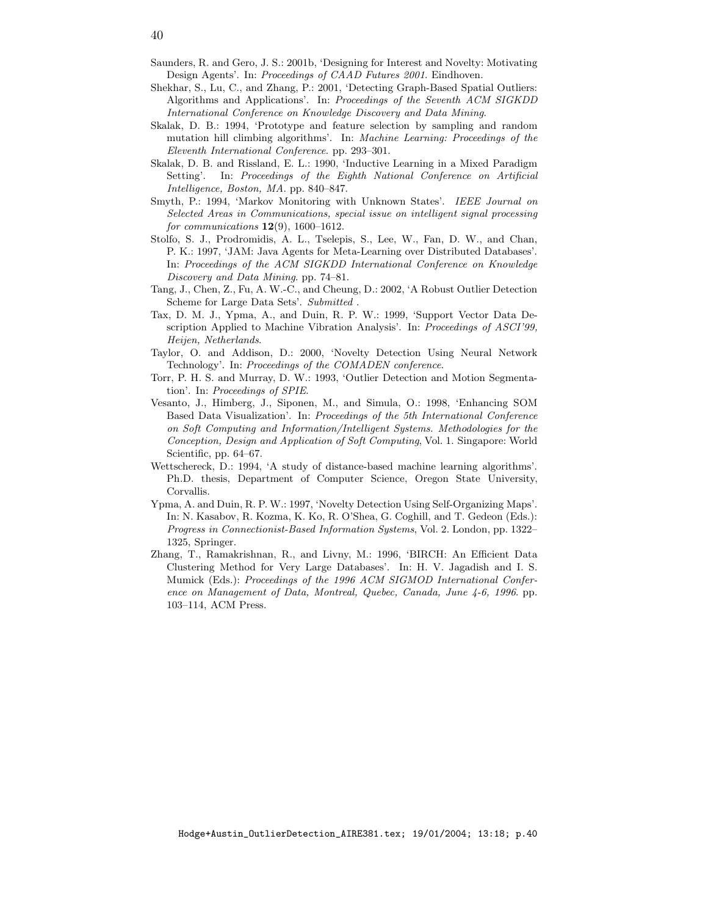Saunders, R. and Gero, J. S.: 2001b, 'Designing for Interest and Novelty: Motivating Design Agents'. In: *Proceedings of CAAD Futures 2001*. Eindhoven.

Shekhar, S., Lu, C., and Zhang, P.: 2001, 'Detecting Graph-Based Spatial Outliers: Algorithms and Applications'. In: *Proceedings of the Seventh ACM SIGKDD International Conference on Knowledge Discovery and Data Mining*.

Skalak, D. B.: 1994, 'Prototype and feature selection by sampling and random mutation hill climbing algorithms'. In: *Machine Learning: Proceedings of the Eleventh International Conference*. pp. 293–301.

Skalak, D. B. and Rissland, E. L.: 1990, 'Inductive Learning in a Mixed Paradigm Setting'. In: *Proceedings of the Eighth National Conference on Artificial Intelligence, Boston, MA*. pp. 840–847.

Smyth, P.: 1994, 'Markov Monitoring with Unknown States'. *IEEE Journal on Selected Areas in Communications, special issue on intelligent signal processing for communications* **12**(9), 1600–1612.

Stolfo, S. J., Prodromidis, A. L., Tselepis, S., Lee, W., Fan, D. W., and Chan, P. K.: 1997, 'JAM: Java Agents for Meta-Learning over Distributed Databases'. In: *Proceedings of the ACM SIGKDD International Conference on Knowledge Discovery and Data Mining*. pp. 74–81.

Tang, J., Chen, Z., Fu, A. W.-C., and Cheung, D.: 2002, 'A Robust Outlier Detection Scheme for Large Data Sets'. *Submitted* .

Tax, D. M. J., Ypma, A., and Duin, R. P. W.: 1999, 'Support Vector Data Description Applied to Machine Vibration Analysis'. In: *Proceedings of ASCI'99, Heijen, Netherlands*.

Taylor, O. and Addison, D.: 2000, 'Novelty Detection Using Neural Network Technology'. In: *Proceedings of the COMADEN conference*.

Torr, P. H. S. and Murray, D. W.: 1993, 'Outlier Detection and Motion Segmentation'. In: *Proceedings of SPIE*.

Vesanto, J., Himberg, J., Siponen, M., and Simula, O.: 1998, 'Enhancing SOM Based Data Visualization'. In: *Proceedings of the 5th International Conference on Soft Computing and Information/Intelligent Systems. Methodologies for the Conception, Design and Application of Soft Computing*, Vol. 1. Singapore: World Scientific, pp. 64–67.

Wettschereck, D.: 1994, 'A study of distance-based machine learning algorithms'. Ph.D. thesis, Department of Computer Science, Oregon State University, Corvallis.

Ypma, A. and Duin, R. P. W.: 1997, 'Novelty Detection Using Self-Organizing Maps'. In: N. Kasabov, R. Kozma, K. Ko, R. O'Shea, G. Coghill, and T. Gedeon (Eds.): *Progress in Connectionist-Based Information Systems*, Vol. 2. London, pp. 1322–1325, Springer.

Zhang, T., Ramakrishnan, R., and Livny, M.: 1996, 'BIRCH: An Efficient Data Clustering Method for Very Large Databases'. In: H. V. Jagadish and I. S. Mumick (Eds.): *Proceedings of the 1996 ACM SIGMOD International Conference on Management of Data, Montreal, Quebec, Canada, June 4-6, 1996*. pp. 103–114, ACM Press.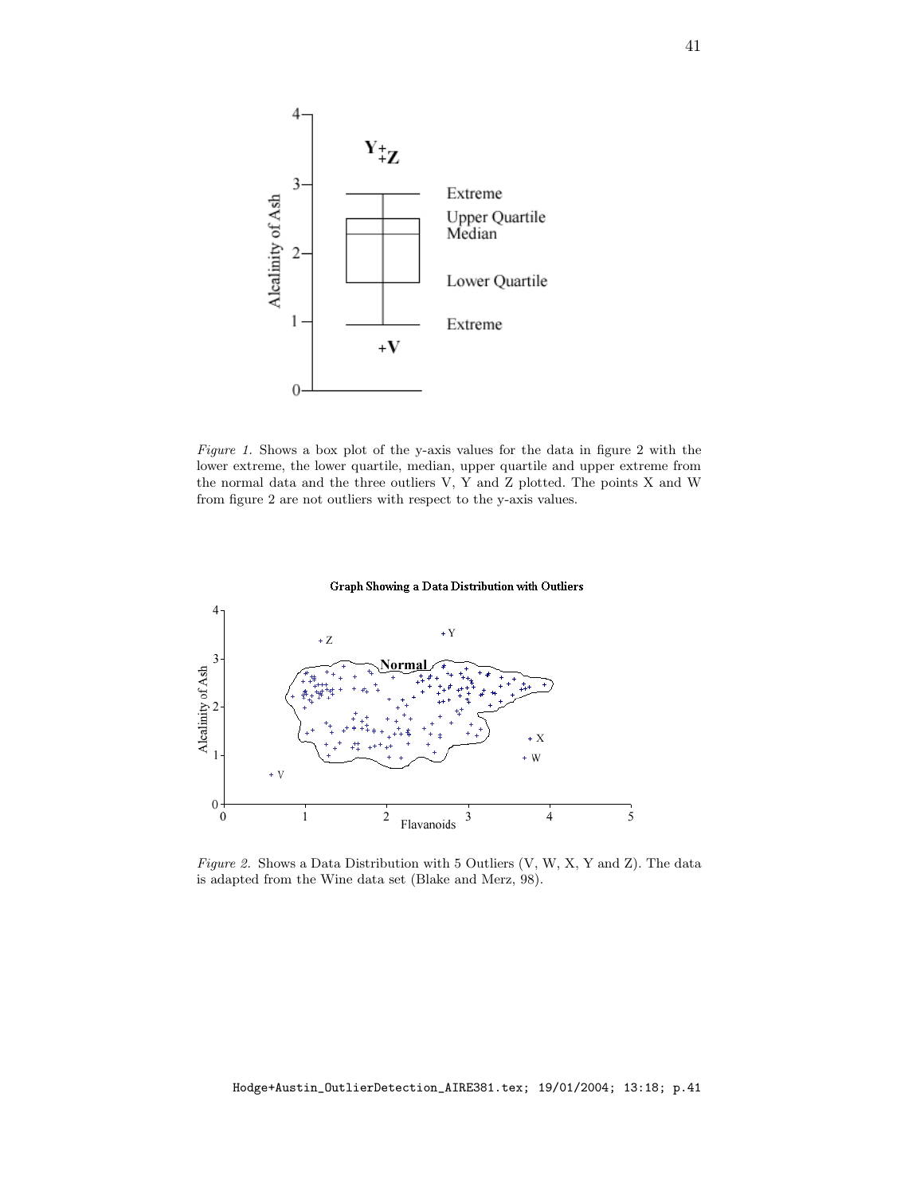*Figure 1.* Shows a box plot of the y-axis values for the data in figure 2 with the lower extreme, the lower quartile, median, upper quartile and upper extreme from the normal data and the three outliers V, Y and Z plotted. The points X and W from figure 2 are not outliers with respect to the y-axis values.

*Figure 2.* Shows a Data Distribution with 5 Outliers (V, W, X, Y and Z). The data is adapted from the Wine data set (Blake and Merz, 98).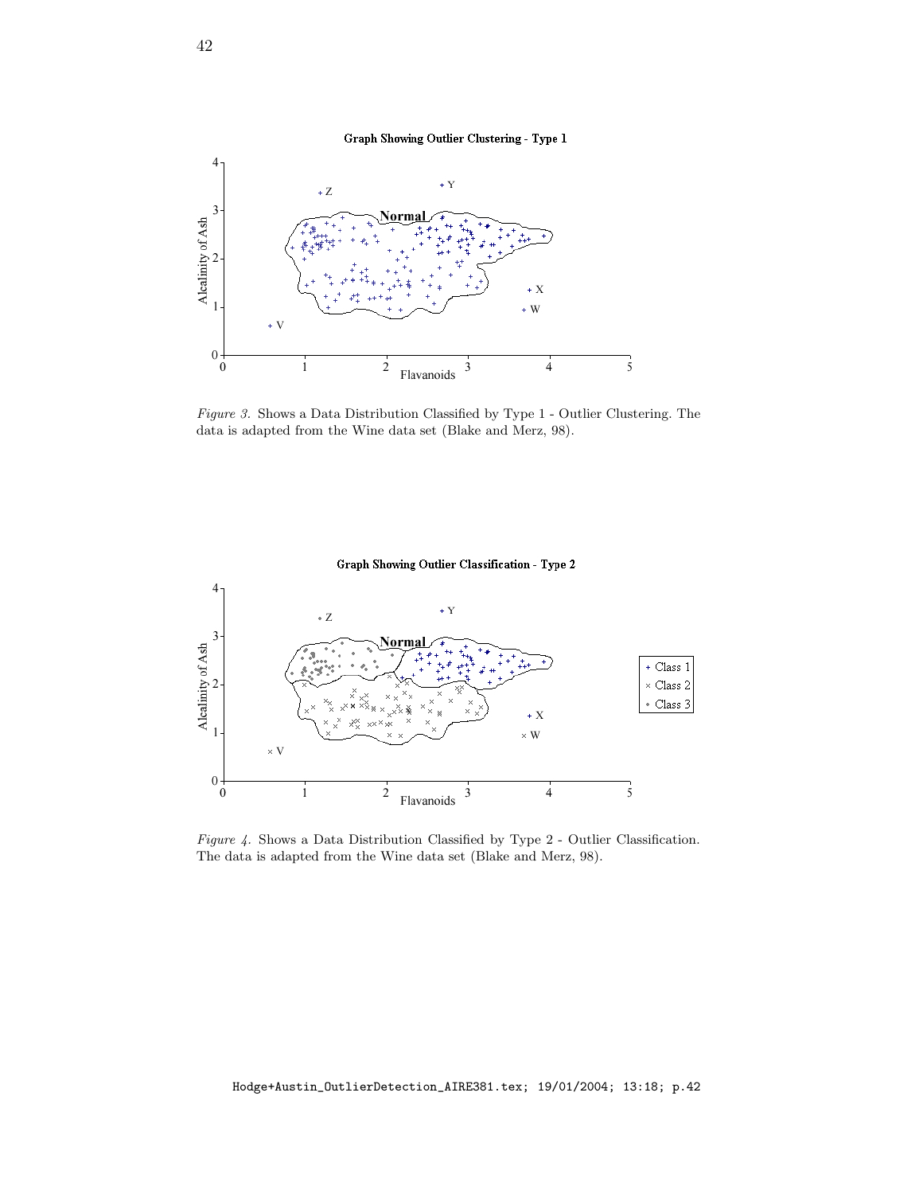*Figure 3.* Shows a Data Distribution Classified by Type 1 - Outlier Clustering. The data is adapted from the Wine data set (Blake and Merz, 98).

*Figure 4.* Shows a Data Distribution Classified by Type 2 - Outlier Classification. The data is adapted from the Wine data set (Blake and Merz, 98).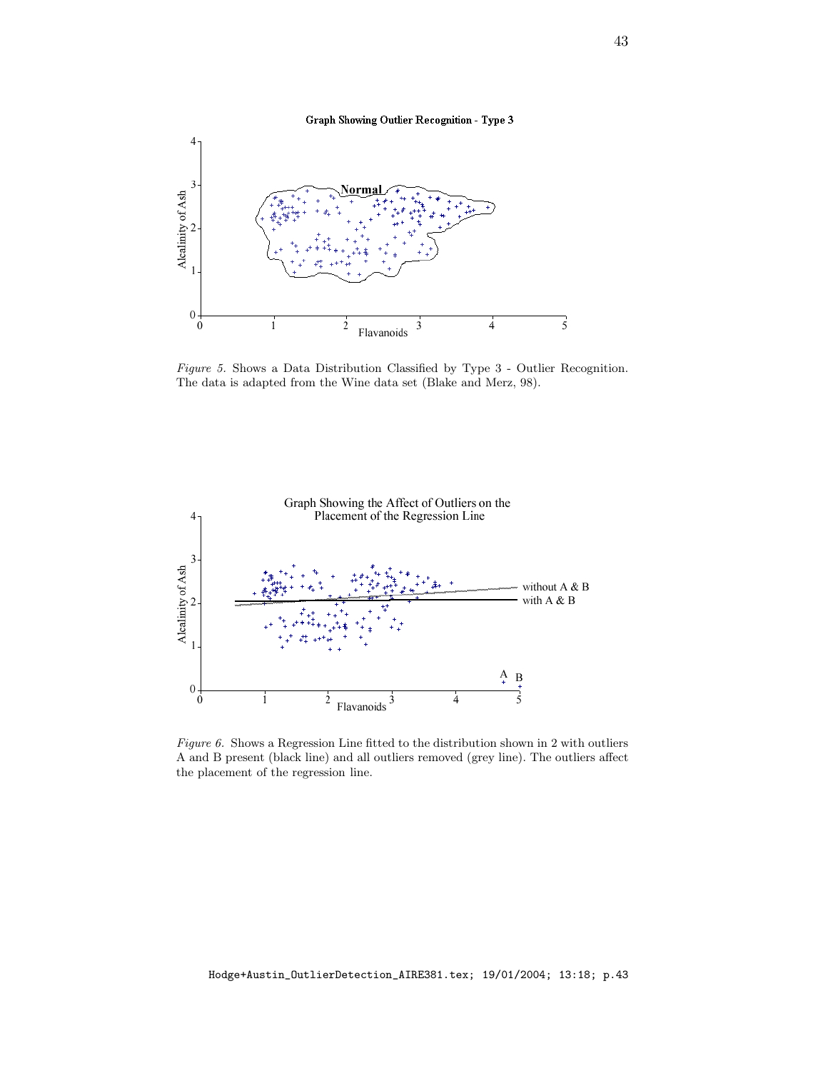Graph Showing Outlier Recognition - Type 3

Normal

4
3
2
1
0
Alcalinity of Ash

0
1
2
3
4
5
Flavanoids

*Figure 5.* Shows a Data Distribution Classified by Type 3 - Outlier Recognition. The data is adapted from the Wine data set (Blake and Merz, 98).

Graph Showing the Affect of Outliers on the Placement of the Regression Line

4
3
2
1
0
Alcalinity of Ash

without A & B
with A & B

A
B

0
1
2
3
4
5
Flavanoids

*Figure 6.* Shows a Regression Line fitted to the distribution shown in 2 with outliers A and B present (black line) and all outliers removed (grey line). The outliers affect the placement of the regression line.